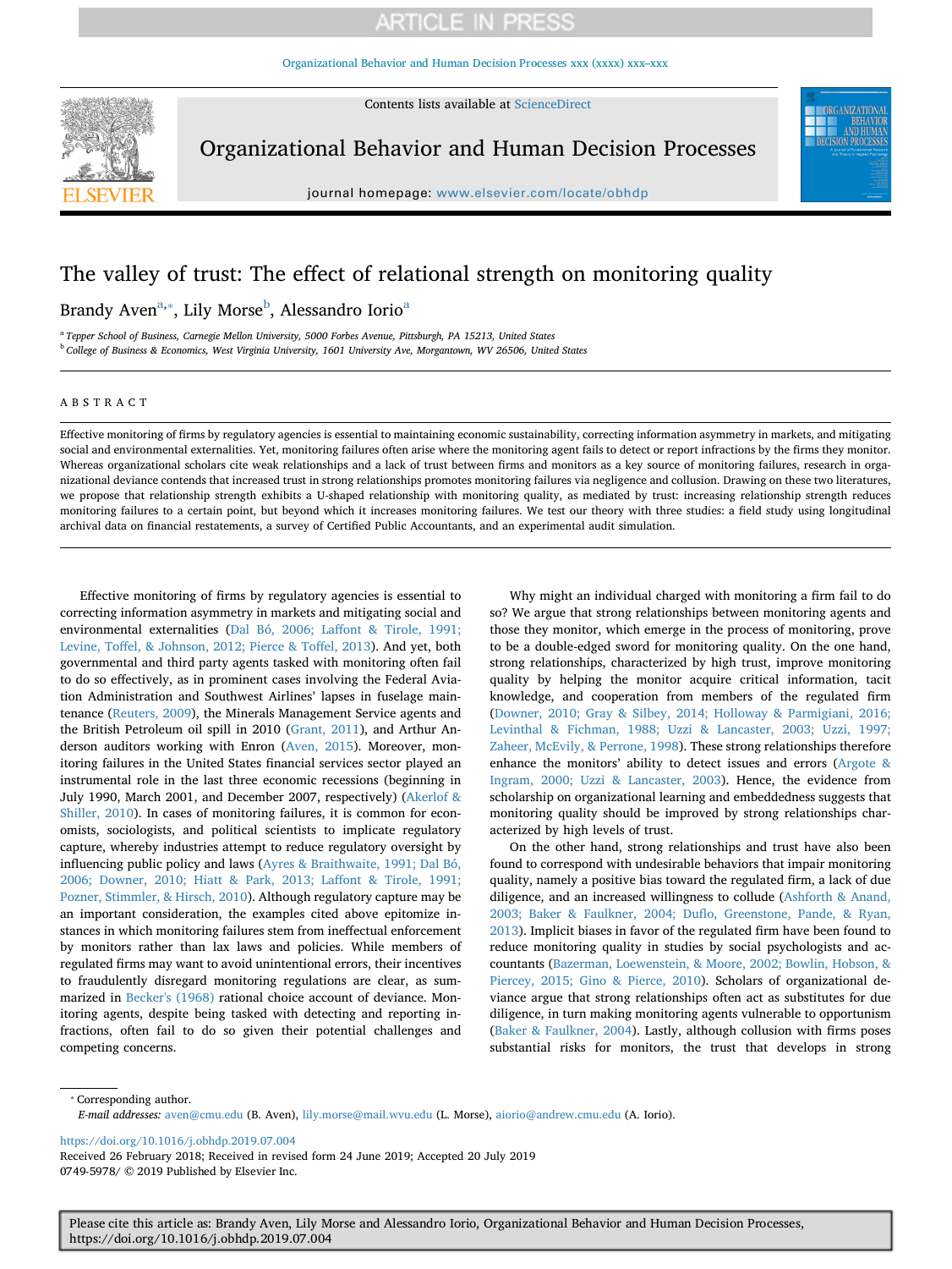# The valley of trust: The effect of relational strength on monitoring quality

Brandy Aven[a,*], Lily Morse[b], Alessandro Iorio[a]

[a] Tepper School of Business, Carnegie Mellon University, 5000 Forbes Avenue, Pittsburgh, PA 15213, United States

[b] College of Business & Economics, West Virginia University, 1601 University Ave, Morgantown, WV 26506, United States

## ABSTRACT

Effective monitoring of firms by regulatory agencies is essential to maintaining economic sustainability, correcting information asymmetry in markets, and mitigating social and environmental externalities. Yet, monitoring failures often arise where the monitoring agent fails to detect or report infractions by the firms they monitor. Whereas organizational scholars cite weak relationships and a lack of trust between firms and monitors as a key source of monitoring failures, research in organizational deviance contends that increased trust in strong relationships promotes monitoring failures via negligence and collusion. Drawing on these two literatures, we propose that relationship strength exhibits a U-shaped relationship with monitoring quality, as mediated by trust: increasing relationship strength reduces monitoring failures to a certain point, but beyond which it increases monitoring failures. We test our theory with three studies: a field study using longitudinal archival data on financial restatements, a survey of Certified Public Accountants, and an experimental audit simulation.

Effective monitoring of firms by regulatory agencies is essential to correcting information asymmetry in markets and mitigating social and environmental externalities (Dal Bó, 2006; Laffont & Tirole, 1991; Levine, Toffel, & Johnson, 2012; Pierce & Toffel, 2013). And yet, both governmental and third party agents tasked with monitoring often fail to do so effectively, as in prominent cases involving the Federal Aviation Administration and Southwest Airlines' lapses in fuselage maintenance (Reuters, 2009), the Minerals Management Service agents and the British Petroleum oil spill in 2010 (Grant, 2011), and Arthur Anderson auditors working with Enron (Aven, 2015). Moreover, monitoring failures in the United States financial services sector played an instrumental role in the last three economic recessions (beginning in July 1990, March 2001, and December 2007, respectively) (Akerlof & Shiller, 2010). In cases of monitoring failures, it is common for economists, sociologists, and political scientists to implicate regulatory capture, whereby industries attempt to reduce regulatory oversight by influencing public policy and laws (Ayres & Braithwaite, 1991; Dal Bó, 2006; Downer, 2010; Hiatt & Park, 2013; Laffont & Tirole, 1991; Pozner, Stimmler, & Hirsch, 2010). Although regulatory capture may be an important consideration, the examples cited above epitomize instances in which monitoring failures stem from ineffectual enforcement by monitors rather than lax laws and policies. While members of regulated firms may want to avoid unintentional errors, their incentives to fraudulently disregard monitoring regulations are clear, as summarized in Becker's (1968) rational choice account of deviance. Monitoring agents, despite being tasked with detecting and reporting infractions, often fail to do so given their potential challenges and competing concerns.

Why might an individual charged with monitoring a firm fail to do so? We argue that strong relationships between monitoring agents and those they monitor, which emerge in the process of monitoring, prove to be a double-edged sword for monitoring quality. On the one hand, strong relationships, characterized by high trust, improve monitoring quality by helping the monitor acquire critical information, tacit knowledge, and cooperation from members of the regulated firm (Downer, 2010; Gray & Silbey, 2014; Holloway & Parmigiani, 2016; Levinthal & Fichman, 1988; Uzzi & Lancaster, 2003; Uzzi, 1997; Zaheer, McEvily, & Perrone, 1998). These strong relationships therefore enhance the monitors' ability to detect issues and errors (Argote & Ingram, 2000; Uzzi & Lancaster, 2003). Hence, the evidence from scholarship on organizational learning and embeddedness suggests that monitoring quality should be improved by strong relationships characterized by high levels of trust.

On the other hand, strong relationships and trust have also been found to correspond with undesirable behaviors that impair monitoring quality, namely a positive bias toward the regulated firm, a lack of due diligence, and an increased willingness to collude (Ashforth & Anand, 2003; Baker & Faulkner, 2004; Duflo, Greenstone, Pande, & Ryan, 2013). Implicit biases in favor of the regulated firm have been found to reduce monitoring quality in studies by social psychologists and accountants (Bazerman, Loewenstein, & Moore, 2002; Bowlin, Hobson, & Piercey, 2015; Gino & Pierce, 2010). Scholars of organizational deviance argue that strong relationships often act as substitutes for due diligence, in turn making monitoring agents vulnerable to opportunism (Baker & Faulkner, 2004). Lastly, although collusion with firms poses substantial risks for monitors, the trust that develops in strong

* Corresponding author.
E-mail addresses: aven@cmu.edu (B. Aven), lily.morse@mail.wvu.edu (L. Morse), aiorio@andrew.cmu.edu (A. Iorio).

https://doi.org/10.1016/j.obhdp.2019.07.004
Received 26 February 2018; Received in revised form 24 June 2019; Accepted 20 July 2019
0749-5978/ © 2019 Published by Elsevier Inc.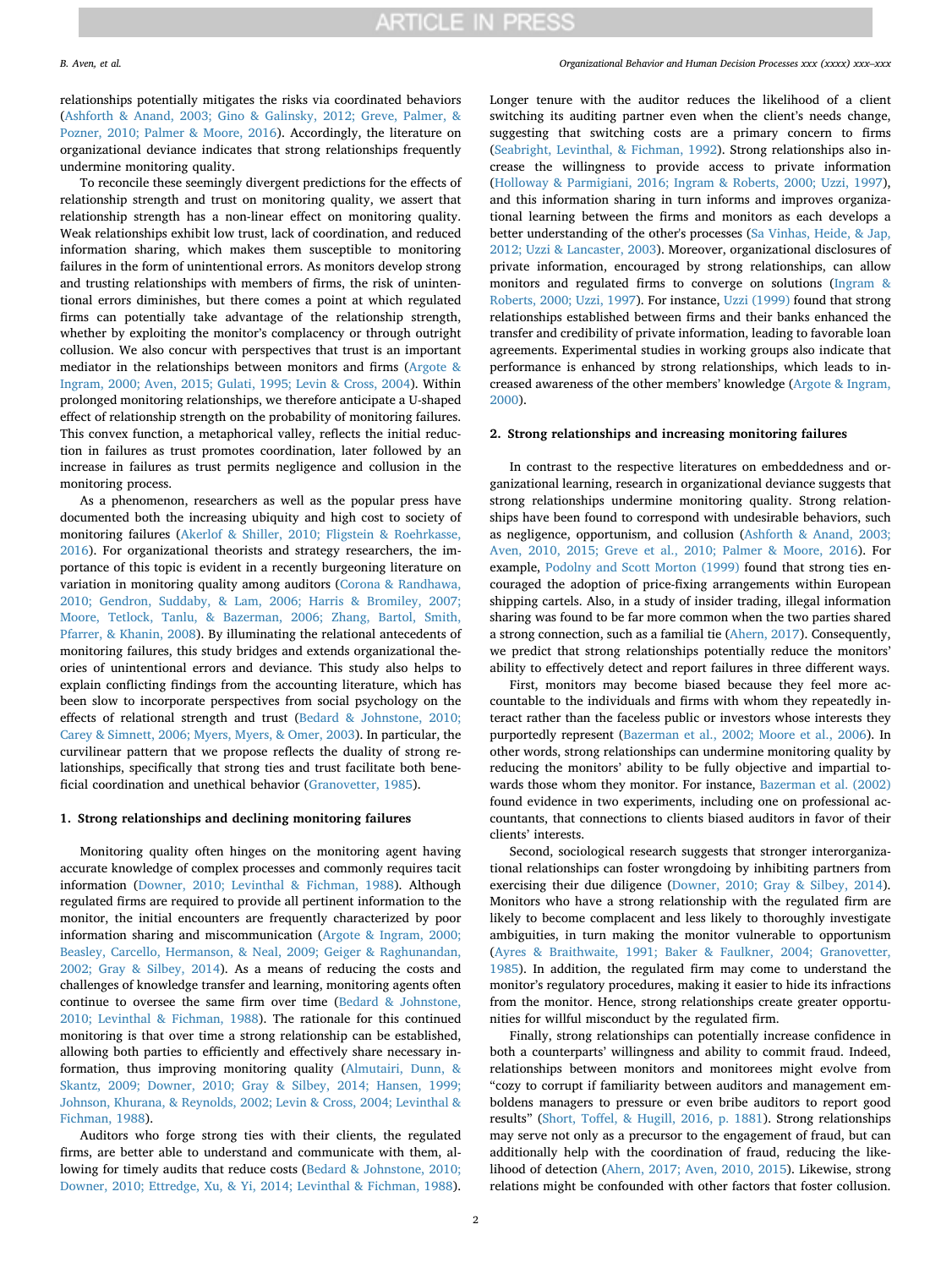relationships potentially mitigates the risks via coordinated behaviors (Ashforth & Anand, 2003; Gino & Galinsky, 2012; Greve, Palmer, & Pozner, 2010; Palmer & Moore, 2016). Accordingly, the literature on organizational deviance indicates that strong relationships frequently undermine monitoring quality.

To reconcile these seemingly divergent predictions for the effects of relationship strength and trust on monitoring quality, we assert that relationship strength has a non-linear effect on monitoring quality. Weak relationships exhibit low trust, lack of coordination, and reduced information sharing, which makes them susceptible to monitoring failures in the form of unintentional errors. As monitors develop strong and trusting relationships with members of firms, the risk of unintentional errors diminishes, but there comes a point at which regulated firms can potentially take advantage of the relationship strength, whether by exploiting the monitor's complacency or through outright collusion. We also concur with perspectives that trust is an important mediator in the relationships between monitors and firms (Argote & Ingram, 2000; Aven, 2015; Gulati, 1995; Levin & Cross, 2004). Within prolonged monitoring relationships, we therefore anticipate a U-shaped effect of relationship strength on the probability of monitoring failures. This convex function, a metaphorical valley, reflects the initial reduction in failures as trust promotes coordination, later followed by an increase in failures as trust permits negligence and collusion in the monitoring process.

As a phenomenon, researchers as well as the popular press have documented both the increasing ubiquity and high cost to society of monitoring failures (Akerlof & Shiller, 2010; Fligstein & Roehrkasse, 2016). For organizational theorists and strategy researchers, the importance of this topic is evident in a recently burgeoning literature on variation in monitoring quality among auditors (Corona & Randhawa, 2010; Gendron, Suddaby, & Lam, 2006; Harris & Bromiley, 2007; Moore, Tetlock, Tanlu, & Bazerman, 2006; Zhang, Bartol, Smith, Pfarrer, & Khanin, 2008). By illuminating the relational antecedents of monitoring failures, this study bridges and extends organizational theories of unintentional errors and deviance. This study also helps to explain conflicting findings from the accounting literature, which has been slow to incorporate perspectives from social psychology on the effects of relational strength and trust (Bedard & Johnstone, 2010; Carey & Simnett, 2006; Myers, Myers, & Omer, 2003). In particular, the curvilinear pattern that we propose reflects the duality of strong relationships, specifically that strong ties and trust facilitate both beneficial coordination and unethical behavior (Granovetter, 1985).

## 1. Strong relationships and declining monitoring failures

Monitoring quality often hinges on the monitoring agent having accurate knowledge of complex processes and commonly requires tacit information (Downer, 2010; Levinthal & Fichman, 1988). Although regulated firms are required to provide all pertinent information to the monitor, the initial encounters are frequently characterized by poor information sharing and miscommunication (Argote & Ingram, 2000; Beasley, Carcello, Hermanson, & Neal, 2009; Geiger & Raghunandan, 2002; Gray & Silbey, 2014). As a means of reducing the costs and challenges of knowledge transfer and learning, monitoring agents often continue to oversee the same firm over time (Bedard & Johnstone, 2010; Levinthal & Fichman, 1988). The rationale for this continued monitoring is that over time a strong relationship can be established, allowing both parties to efficiently and effectively share necessary information, thus improving monitoring quality (Almutairi, Dunn, & Skantz, 2009; Downer, 2010; Gray & Silbey, 2014; Hansen, 1999; Johnson, Khurana, & Reynolds, 2002; Levin & Cross, 2004; Levinthal & Fichman, 1988).

Auditors who forge strong ties with their clients, the regulated firms, are better able to understand and communicate with them, allowing for timely audits that reduce costs (Bedard & Johnstone, 2010; Downer, 2010; Ettredge, Xu, & Yi, 2014; Levinthal & Fichman, 1988). Longer tenure with the auditor reduces the likelihood of a client switching its auditing partner even when the client's needs change, suggesting that switching costs are a primary concern to firms (Seabright, Levinthal, & Fichman, 1992). Strong relationships also increase the willingness to provide access to private information (Holloway & Parmigiani, 2016; Ingram & Roberts, 2000; Uzzi, 1997), and this information sharing in turn informs and improves organizational learning between the firms and monitors as each develops a better understanding of the other's processes (Sa Vinhas, Heide, & Jap, 2012; Uzzi & Lancaster, 2003). Moreover, organizational disclosures of private information, encouraged by strong relationships, can allow monitors and regulated firms to converge on solutions (Ingram & Roberts, 2000; Uzzi, 1997). For instance, Uzzi (1999) found that strong relationships established between firms and their banks enhanced the transfer and credibility of private information, leading to favorable loan agreements. Experimental studies in working groups also indicate that performance is enhanced by strong relationships, which leads to increased awareness of the other members' knowledge (Argote & Ingram, 2000).

## 2. Strong relationships and increasing monitoring failures

In contrast to the respective literatures on embeddedness and organizational learning, research in organizational deviance suggests that strong relationships undermine monitoring quality. Strong relationships have been found to correspond with undesirable behaviors, such as negligence, opportunism, and collusion (Ashforth & Anand, 2003; Aven, 2010, 2015; Greve et al., 2010; Palmer & Moore, 2016). For example, Podolny and Scott Morton (1999) found that strong ties encouraged the adoption of price-fixing arrangements within European shipping cartels. Also, in a study of insider trading, illegal information sharing was found to be far more common when the two parties shared a strong connection, such as a familial tie (Ahern, 2017). Consequently, we predict that strong relationships potentially reduce the monitors' ability to effectively detect and report failures in three different ways.

First, monitors may become biased because they feel more accountable to the individuals and firms with whom they repeatedly interact rather than the faceless public or investors whose interests they purportedly represent (Bazerman et al., 2002; Moore et al., 2006). In other words, strong relationships can undermine monitoring quality by reducing the monitors' ability to be fully objective and impartial towards those whom they monitor. For instance, Bazerman et al. (2002) found evidence in two experiments, including one on professional accountants, that connections to clients biased auditors in favor of their clients' interests.

Second, sociological research suggests that stronger interorganizational relationships can foster wrongdoing by inhibiting partners from exercising their due diligence (Downer, 2010; Gray & Silbey, 2014). Monitors who have a strong relationship with the regulated firm are likely to become complacent and less likely to thoroughly investigate ambiguities, in turn making the monitor vulnerable to opportunism (Ayres & Braithwaite, 1991; Baker & Faulkner, 2004; Granovetter, 1985). In addition, the regulated firm may come to understand the monitor's regulatory procedures, making it easier to hide its infractions from the monitor. Hence, strong relationships create greater opportunities for willful misconduct by the regulated firm.

Finally, strong relationships can potentially increase confidence in both a counterparts' willingness and ability to commit fraud. Indeed, relationships between monitors and monitorees might evolve from "cozy to corrupt if familiarity between auditors and management emboldens managers to pressure or even bribe auditors to report good results" (Short, Toffel, & Hugill, 2016, p. 1881). Strong relationships may serve not only as a precursor to the engagement of fraud, but can additionally help with the coordination of fraud, reducing the likelihood of detection (Ahern, 2017; Aven, 2010, 2015). Likewise, strong relations might be confounded with other factors that foster collusion.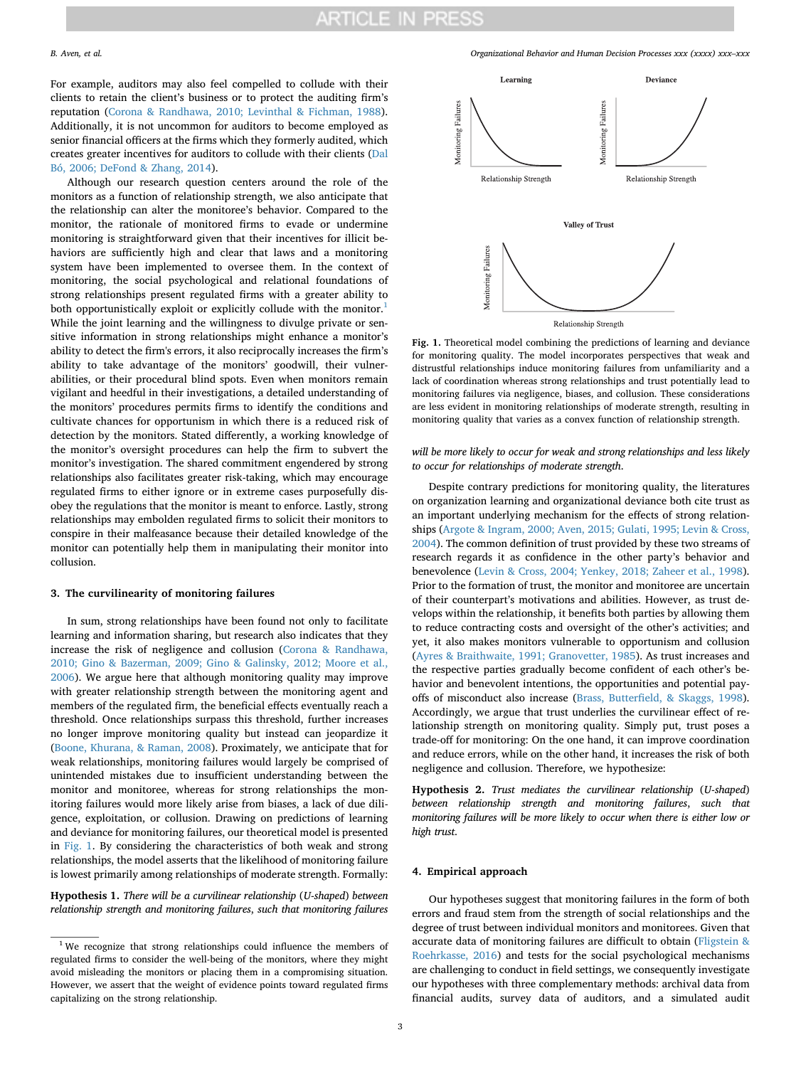For example, auditors may also feel compelled to collude with their clients to retain the client's business or to protect the auditing firm's reputation (Corona & Randhawa, 2010; Levinthal & Fichman, 1988). Additionally, it is not uncommon for auditors to become employed as senior financial officers at the firms which they formerly audited, which creates greater incentives for auditors to collude with their clients (Dal Bó, 2006; DeFond & Zhang, 2014).

Although our research question centers around the role of the monitors as a function of relationship strength, we also anticipate that the relationship can alter the monitoree's behavior. Compared to the monitor, the rationale of monitored firms to evade or undermine monitoring is straightforward given that their incentives for illicit behaviors are sufficiently high and clear that laws and a monitoring system have been implemented to oversee them. In the context of monitoring, the social psychological and relational foundations of strong relationships present regulated firms with a greater ability to both opportunistically exploit or explicitly collude with the monitor.[1] While the joint learning and the willingness to divulge private or sensitive information in strong relationships might enhance a monitor's ability to detect the firm's errors, it also reciprocally increases the firm's ability to take advantage of the monitors' goodwill, their vulnerabilities, or their procedural blind spots. Even when monitors remain vigilant and heedful in their investigations, a detailed understanding of the monitors' procedures permits firms to identify the conditions and cultivate chances for opportunism in which there is a reduced risk of detection by the monitors. Stated differently, a working knowledge of the monitor's oversight procedures can help the firm to subvert the monitor's investigation. The shared commitment engendered by strong relationships also facilitates greater risk-taking, which may encourage regulated firms to either ignore or in extreme cases purposefully disobey the regulations that the monitor is meant to enforce. Lastly, strong relationships may embolden regulated firms to solicit their monitors to conspire in their malfeasance because their detailed knowledge of the monitor can potentially help them in manipulating their monitor into collusion.

## 3. The curvilinearity of monitoring failures

In sum, strong relationships have been found not only to facilitate learning and information sharing, but research also indicates that they increase the risk of negligence and collusion (Corona & Randhawa, 2010; Gino & Bazerman, 2009; Gino & Galinsky, 2012; Moore et al., 2006). We argue here that although monitoring quality may improve with greater relationship strength between the monitoring agent and members of the regulated firm, the beneficial effects eventually reach a threshold. Once relationships surpass this threshold, further increases no longer improve monitoring quality but instead can jeopardize it (Boone, Khurana, & Raman, 2008). Proximately, we anticipate that for weak relationships, monitoring failures would largely be comprised of unintended mistakes due to insufficient understanding between the monitor and monitoree, whereas for strong relationships the monitoring failures would more likely arise from biases, a lack of due diligence, exploitation, or collusion. Drawing on predictions of learning and deviance for monitoring failures, our theoretical model is presented in Fig. 1. By considering the characteristics of both weak and strong relationships, the model asserts that the likelihood of monitoring failure is lowest primarily among relationships of moderate strength. Formally:

**Hypothesis 1.** *There will be a curvilinear relationship (U-shaped) between relationship strength and monitoring failures, such that monitoring failures will be more likely to occur for weak and strong relationships and less likely to occur for relationships of moderate strength.*

**Fig. 1.** Theoretical model combining the predictions of learning and deviance for monitoring quality. The model incorporates perspectives that weak and distrustful relationships induce monitoring failures from unfamiliarity and a lack of coordination whereas strong relationships and trust potentially lead to monitoring failures via negligence, biases, and collusion. These considerations are less evident in monitoring relationships of moderate strength, resulting in monitoring quality that varies as a convex function of relationship strength.

Despite contrary predictions for monitoring quality, the literatures on organization learning and organizational deviance both cite trust as an important underlying mechanism for the effects of strong relationships (Argote & Ingram, 2000; Aven, 2015; Gulati, 1995; Levin & Cross, 2004). The common definition of trust provided by these two streams of research regards it as confidence in the other party's behavior and benevolence (Levin & Cross, 2004; Yenkey, 2018; Zaheer et al., 1998). Prior to the formation of trust, the monitor and monitoree are uncertain of their counterpart's motivations and abilities. However, as trust develops within the relationship, it benefits both parties by allowing them to reduce contracting costs and oversight of the other's activities; and yet, it also makes monitors vulnerable to opportunism and collusion (Ayres & Braithwaite, 1991; Granovetter, 1985). As trust increases and the respective parties gradually become confident of each other's behavior and benevolent intentions, the opportunities and potential payoffs of misconduct also increase (Brass, Butterfield, & Skaggs, 1998). Accordingly, we argue that trust underlies the curvilinear effect of relationship strength on monitoring quality. Simply put, trust poses a trade-off for monitoring: On the one hand, it can improve coordination and reduce errors, while on the other hand, it increases the risk of both negligence and collusion. Therefore, we hypothesize:

**Hypothesis 2.** *Trust mediates the curvilinear relationship (U-shaped) between relationship strength and monitoring failures, such that monitoring failures will be more likely to occur when there is either low or high trust.*

## 4. Empirical approach

Our hypotheses suggest that monitoring failures in the form of both errors and fraud stem from the strength of social relationships and the degree of trust between individual monitors and monitorees. Given that accurate data of monitoring failures are difficult to obtain (Fligstein & Roehrkasse, 2016) and tests for the social psychological mechanisms are challenging to conduct in field settings, we consequently investigate our hypotheses with three complementary methods: archival data from financial audits, survey data of auditors, and a simulated audit

[1] We recognize that strong relationships could influence the members of regulated firms to consider the well-being of the monitors, where they might avoid misleading the monitors or placing them in a compromising situation. However, we assert that the weight of evidence points toward regulated firms capitalizing on the strong relationship.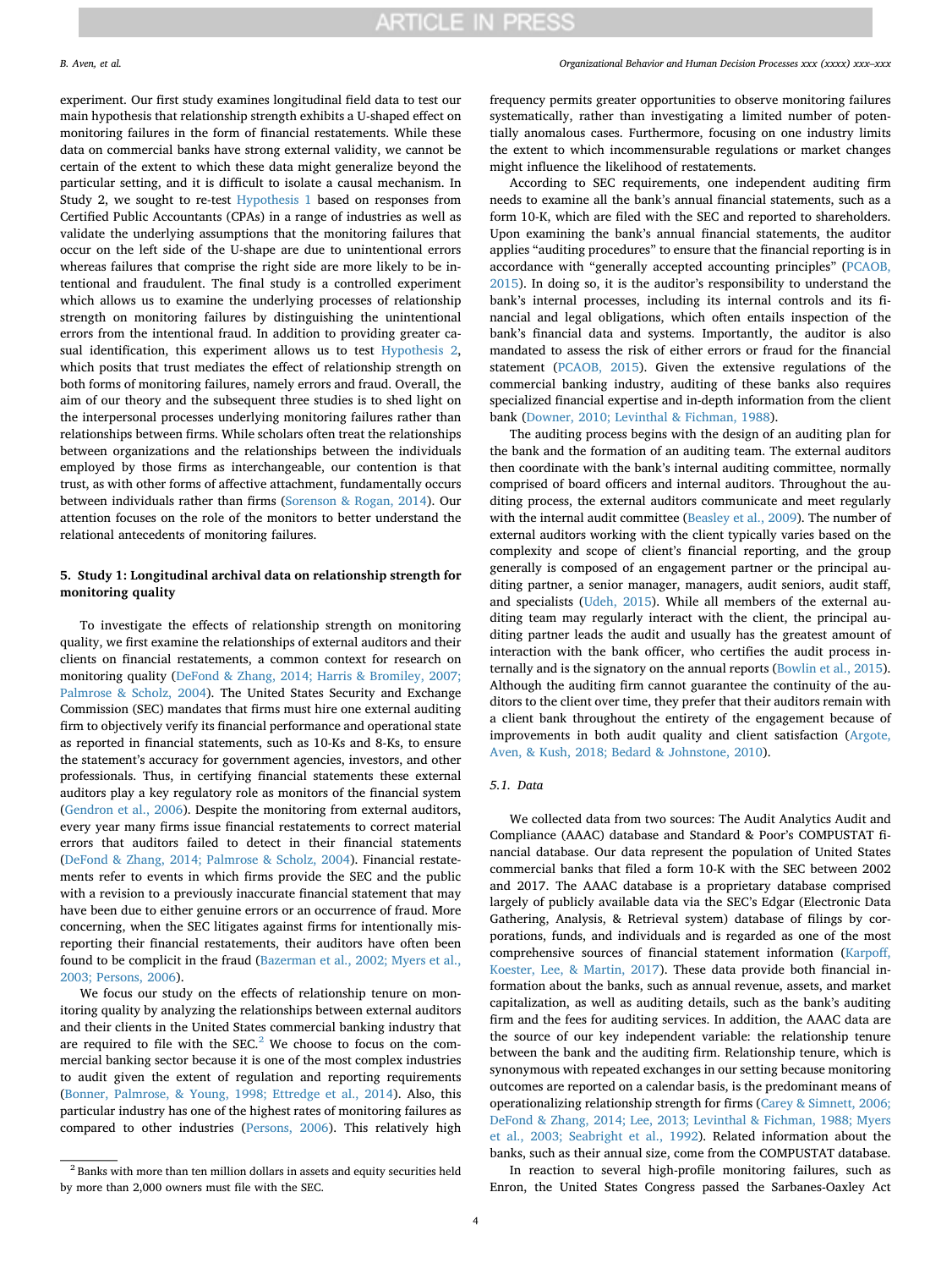experiment. Our first study examines longitudinal field data to test our main hypothesis that relationship strength exhibits a U-shaped effect on monitoring failures in the form of financial restatements. While these data on commercial banks have strong external validity, we cannot be certain of the extent to which these data might generalize beyond the particular setting, and it is difficult to isolate a causal mechanism. In Study 2, we sought to re-test Hypothesis 1 based on responses from Certified Public Accountants (CPAs) in a range of industries as well as validate the underlying assumptions that the monitoring failures that occur on the left side of the U-shape are due to unintentional errors whereas failures that comprise the right side are more likely to be intentional and fraudulent. The final study is a controlled experiment which allows us to examine the underlying processes of relationship strength on monitoring failures by distinguishing the unintentional errors from the intentional fraud. In addition to providing greater causal identification, this experiment allows us to test Hypothesis 2, which posits that trust mediates the effect of relationship strength on both forms of monitoring failures, namely errors and fraud. Overall, the aim of our theory and the subsequent three studies is to shed light on the interpersonal processes underlying monitoring failures rather than relationships between firms. While scholars often treat the relationships between organizations and the relationships between the individuals employed by those firms as interchangeable, our contention is that trust, as with other forms of affective attachment, fundamentally occurs between individuals rather than firms (Sorenson & Rogan, 2014). Our attention focuses on the role of the monitors to better understand the relational antecedents of monitoring failures.

## 5. Study 1: Longitudinal archival data on relationship strength for monitoring quality

To investigate the effects of relationship strength on monitoring quality, we first examine the relationships of external auditors and their clients on financial restatements, a common context for research on monitoring quality (DeFond & Zhang, 2014; Harris & Bromiley, 2007; Palmrose & Scholz, 2004). The United States Security and Exchange Commission (SEC) mandates that firms must hire one external auditing firm to objectively verify its financial performance and operational state as reported in financial statements, such as 10-Ks and 8-Ks, to ensure the statement's accuracy for government agencies, investors, and other professionals. Thus, in certifying financial statements these external auditors play a key regulatory role as monitors of the financial system (Gendron et al., 2006). Despite the monitoring from external auditors, every year many firms issue financial restatements to correct material errors that auditors failed to detect in their financial statements (DeFond & Zhang, 2014; Palmrose & Scholz, 2004). Financial restatements refer to events in which firms provide the SEC and the public with a revision to a previously inaccurate financial statement that may have been due to either genuine errors or an occurrence of fraud. More concerning, when the SEC litigates against firms for intentionally misreporting their financial restatements, their auditors have often been found to be complicit in the fraud (Bazerman et al., 2002; Myers et al., 2003; Persons, 2006).

We focus our study on the effects of relationship tenure on monitoring quality by analyzing the relationships between external auditors and their clients in the United States commercial banking industry that are required to file with the SEC.[2] We choose to focus on the commercial banking sector because it is one of the most complex industries to audit given the extent of regulation and reporting requirements (Bonner, Palmrose, & Young, 1998; Ettredge et al., 2014). Also, this particular industry has one of the highest rates of monitoring failures as compared to other industries (Persons, 2006). This relatively high frequency permits greater opportunities to observe monitoring failures systematically, rather than investigating a limited number of potentially anomalous cases. Furthermore, focusing on one industry limits the extent to which incommensurable regulations or market changes might influence the likelihood of restatements.

According to SEC requirements, one independent auditing firm needs to examine all the bank's annual financial statements, such as a form 10-K, which are filed with the SEC and reported to shareholders. Upon examining the bank's annual financial statements, the auditor applies "auditing procedures" to ensure that the financial reporting is in accordance with "generally accepted accounting principles" (PCAOB, 2015). In doing so, it is the auditor's responsibility to understand the bank's internal processes, including its internal controls and its financial and legal obligations, which often entails inspection of the bank's financial data and systems. Importantly, the auditor is also mandated to assess the risk of either errors or fraud for the financial statement (PCAOB, 2015). Given the extensive regulations of the commercial banking industry, auditing of these banks also requires specialized financial expertise and in-depth information from the client bank (Downer, 2010; Levinthal & Fichman, 1988).

The auditing process begins with the design of an auditing plan for the bank and the formation of an auditing team. The external auditors then coordinate with the bank's internal auditing committee, normally comprised of board officers and internal auditors. Throughout the auditing process, the external auditors communicate and meet regularly with the internal audit committee (Beasley et al., 2009). The number of external auditors working with the client typically varies based on the complexity and scope of client's financial reporting, and the group generally is composed of an engagement partner or the principal auditing partner, a senior manager, managers, audit seniors, audit staff, and specialists (Udeh, 2015). While all members of the external auditing team may regularly interact with the client, the principal auditing partner leads the audit and usually has the greatest amount of interaction with the bank officer, who certifies the audit process internally and is the signatory on the annual reports (Bowlin et al., 2015). Although the auditing firm cannot guarantee the continuity of the auditors to the client over time, they prefer that their auditors remain with a client bank throughout the entirety of the engagement because of improvements in both audit quality and client satisfaction (Argote, Aven, & Kush, 2018; Bedard & Johnstone, 2010).

### 5.1. Data

We collected data from two sources: The Audit Analytics Audit and Compliance (AAAC) database and Standard & Poor's COMPUSTAT financial database. Our data represent the population of United States commercial banks that filed a form 10-K with the SEC between 2002 and 2017. The AAAC database is a proprietary database comprised largely of publicly available data via the SEC's Edgar (Electronic Data Gathering, Analysis, & Retrieval system) database of filings by corporations, funds, and individuals and is regarded as one of the most comprehensive sources of financial statement information (Karpoff, Koester, Lee, & Martin, 2017). These data provide both financial information about the banks, such as annual revenue, assets, and market capitalization, as well as auditing details, such as the bank's auditing firm and the fees for auditing services. In addition, the AAAC data are the source of our key independent variable: the relationship tenure between the bank and the auditing firm. Relationship tenure, which is synonymous with repeated exchanges in our setting because monitoring outcomes are reported on a calendar basis, is the predominant means of operationalizing relationship strength for firms (Carey & Simnett, 2006; DeFond & Zhang, 2014; Lee, 2013; Levinthal & Fichman, 1988; Myers et al., 2003; Seabright et al., 1992). Related information about the banks, such as their annual size, come from the COMPUSTAT database.

In reaction to several high-profile monitoring failures, such as Enron, the United States Congress passed the Sarbanes-Oaxley Act

[2] Banks with more than ten million dollars in assets and equity securities held by more than 2,000 owners must file with the SEC.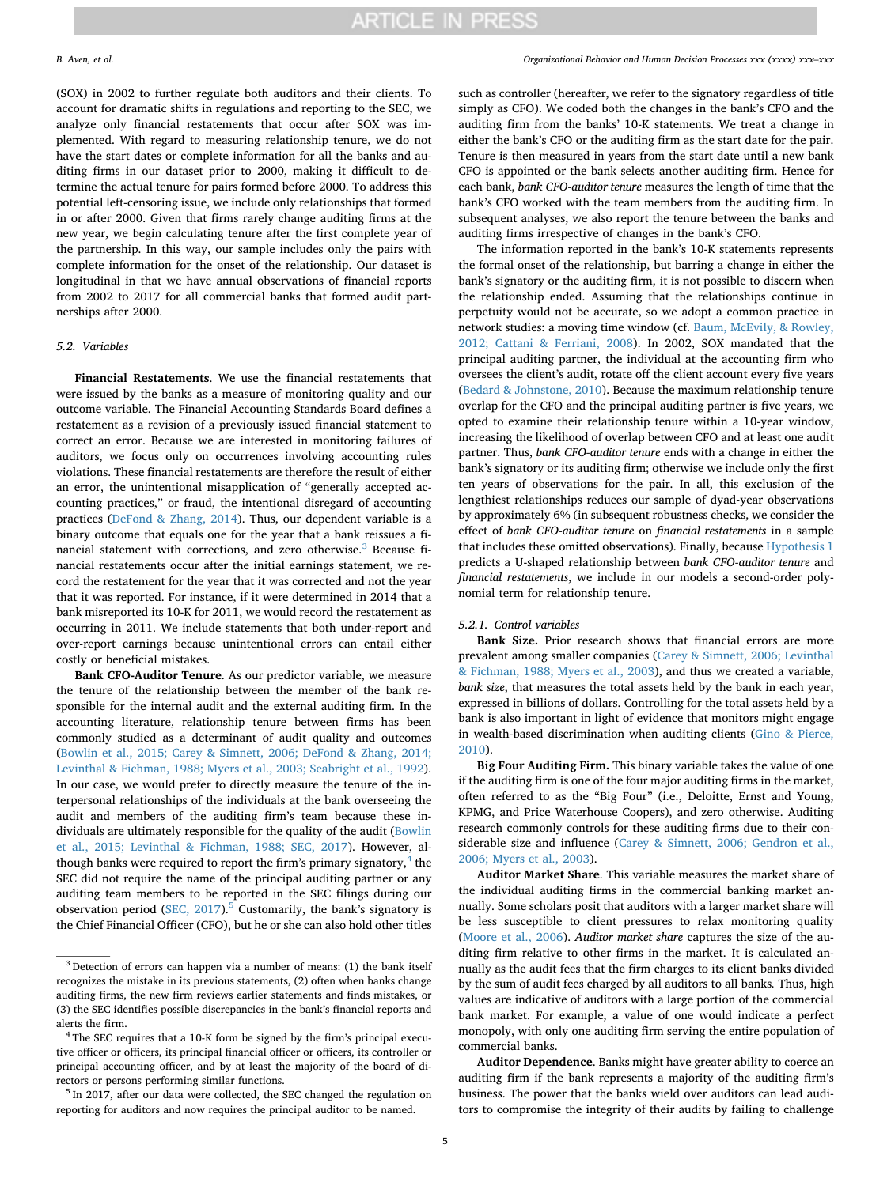(SOX) in 2002 to further regulate both auditors and their clients. To account for dramatic shifts in regulations and reporting to the SEC, we analyze only financial restatements that occur after SOX was implemented. With regard to measuring relationship tenure, we do not have the start dates or complete information for all the banks and auditing firms in our dataset prior to 2000, making it difficult to determine the actual tenure for pairs formed before 2000. To address this potential left-censoring issue, we include only relationships that formed in or after 2000. Given that firms rarely change auditing firms at the new year, we begin calculating tenure after the first complete year of the partnership. In this way, our sample includes only the pairs with complete information for the onset of the relationship. Our dataset is longitudinal in that we have annual observations of financial reports from 2002 to 2017 for all commercial banks that formed audit partnerships after 2000.

### 5.2. Variables

**Financial Restatements**. We use the financial restatements that were issued by the banks as a measure of monitoring quality and our outcome variable. The Financial Accounting Standards Board defines a restatement as a revision of a previously issued financial statement to correct an error. Because we are interested in monitoring failures of auditors, we focus only on occurrences involving accounting rules violations. These financial restatements are therefore the result of either an error, the unintentional misapplication of "generally accepted accounting practices," or fraud, the intentional disregard of accounting practices (DeFond & Zhang, 2014). Thus, our dependent variable is a binary outcome that equals one for the year that a bank reissues a financial statement with corrections, and zero otherwise.[3] Because financial restatements occur after the initial earnings statement, we record the restatement for the year that it was corrected and not the year that it was reported. For instance, if it were determined in 2014 that a bank misreported its 10-K for 2011, we would record the restatement as occurring in 2011. We include statements that both under-report and over-report earnings because unintentional errors can entail either costly or beneficial mistakes.

**Bank CFO-Auditor Tenure**. As our predictor variable, we measure the tenure of the relationship between the member of the bank responsible for the internal audit and the external auditing firm. In the accounting literature, relationship tenure between firms has been commonly studied as a determinant of audit quality and outcomes (Bowlin et al., 2015; Carey & Simnett, 2006; DeFond & Zhang, 2014; Levinthal & Fichman, 1988; Myers et al., 2003; Seabright et al., 1992). In our case, we would prefer to directly measure the tenure of the interpersonal relationships of the individuals at the bank overseeing the audit and members of the auditing firm's team because these individuals are ultimately responsible for the quality of the audit (Bowlin et al., 2015; Levinthal & Fichman, 1988; SEC, 2017). However, although banks were required to report the firm's primary signatory,[4] the SEC did not require the name of the principal auditing partner or any auditing team members to be reported in the SEC filings during our observation period (SEC, 2017).[5] Customarily, the bank's signatory is the Chief Financial Officer (CFO), but he or she can also hold other titles such as controller (hereafter, we refer to the signatory regardless of title simply as CFO). We coded both the changes in the bank's CFO and the auditing firm from the banks' 10-K statements. We treat a change in either the bank's CFO or the auditing firm as the start date for the pair. Tenure is then measured in years from the start date until a new bank CFO is appointed or the bank selects another auditing firm. Hence for each bank, *bank CFO-auditor tenure* measures the length of time that the bank's CFO worked with the team members from the auditing firm. In subsequent analyses, we also report the tenure between the banks and auditing firms irrespective of changes in the bank's CFO.

The information reported in the bank's 10-K statements represents the formal onset of the relationship, but barring a change in either the bank's signatory or the auditing firm, it is not possible to discern when the relationship ended. Assuming that the relationships continue in perpetuity would not be accurate, so we adopt a common practice in network studies: a moving time window (cf. Baum, McEvily, & Rowley, 2012; Cattani & Ferriani, 2008). In 2002, SOX mandated that the principal auditing partner, the individual at the accounting firm who oversees the client's audit, rotate off the client account every five years (Bedard & Johnstone, 2010). Because the maximum relationship tenure overlap for the CFO and the principal auditing partner is five years, we opted to examine their relationship tenure within a 10-year window, increasing the likelihood of overlap between CFO and at least one audit partner. Thus, *bank CFO-auditor tenure* ends with a change in either the bank's signatory or its auditing firm; otherwise we include only the first ten years of observations for the pair. In all, this exclusion of the lengthiest relationships reduces our sample of dyad-year observations by approximately 6% (in subsequent robustness checks, we consider the effect of *bank CFO-auditor tenure* on *financial restatements* in a sample that includes these omitted observations). Finally, because Hypothesis 1 predicts a U-shaped relationship between *bank CFO-auditor tenure* and *financial restatements*, we include in our models a second-order polynomial term for relationship tenure.

#### 5.2.1. Control variables

**Bank Size.** Prior research shows that financial errors are more prevalent among smaller companies (Carey & Simnett, 2006; Levinthal & Fichman, 1988; Myers et al., 2003), and thus we created a variable, *bank size*, that measures the total assets held by the bank in each year, expressed in billions of dollars. Controlling for the total assets held by a bank is also important in light of evidence that monitors might engage in wealth-based discrimination when auditing clients (Gino & Pierce, 2010).

**Big Four Auditing Firm.** This binary variable takes the value of one if the auditing firm is one of the four major auditing firms in the market, often referred to as the "Big Four" (i.e., Deloitte, Ernst and Young, KPMG, and Price Waterhouse Coopers), and zero otherwise. Auditing research commonly controls for these auditing firms due to their considerable size and influence (Carey & Simnett, 2006; Gendron et al., 2006; Myers et al., 2003).

**Auditor Market Share**. This variable measures the market share of the individual auditing firms in the commercial banking market annually. Some scholars posit that auditors with a larger market share will be less susceptible to client pressures to relax monitoring quality (Moore et al., 2006). *Auditor market share* captures the size of the auditing firm relative to other firms in the market. It is calculated annually as the audit fees that the firm charges to its client banks divided by the sum of audit fees charged by all auditors to all banks. Thus, high values are indicative of auditors with a large portion of the commercial bank market. For example, a value of one would indicate a perfect monopoly, with only one auditing firm serving the entire population of commercial banks.

**Auditor Dependence**. Banks might have greater ability to coerce an auditing firm if the bank represents a majority of the auditing firm's business. The power that the banks wield over auditors can lead auditors to compromise the integrity of their audits by failing to challenge

---

[3] Detection of errors can happen via a number of means: (1) the bank itself recognizes the mistake in its previous statements, (2) often when banks change auditing firms, the new firm reviews earlier statements and finds mistakes, or (3) the SEC identifies possible discrepancies in the bank's financial reports and alerts the firm.

[4] The SEC requires that a 10-K form be signed by the firm's principal executive officer or officers, its principal financial officer or officers, its controller or principal accounting officer, and by at least the majority of the board of directors or persons performing similar functions.

[5] In 2017, after our data were collected, the SEC changed the regulation on reporting for auditors and now requires the principal auditor to be named.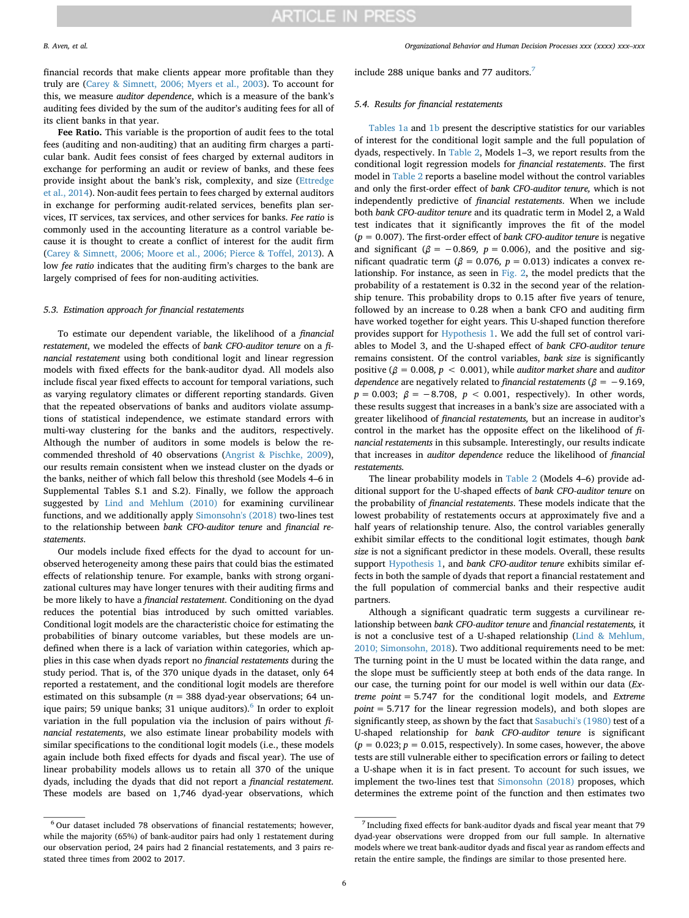financial records that make clients appear more profitable than they truly are (Carey & Simnett, 2006; Myers et al., 2003). To account for this, we measure *auditor dependence*, which is a measure of the bank's auditing fees divided by the sum of the auditor's auditing fees for all of its client banks in that year.

**Fee Ratio.** This variable is the proportion of audit fees to the total fees (auditing and non-auditing) that an auditing firm charges a particular bank. Audit fees consist of fees charged by external auditors in exchange for performing an audit or review of banks, and these fees provide insight about the bank's risk, complexity, and size (Ettredge et al., 2014). Non-audit fees pertain to fees charged by external auditors in exchange for performing audit-related services, benefits plan services, IT services, tax services, and other services for banks. *Fee ratio* is commonly used in the accounting literature as a control variable because it is thought to create a conflict of interest for the audit firm (Carey & Simnett, 2006; Moore et al., 2006; Pierce & Toffel, 2013). A low *fee ratio* indicates that the auditing firm's charges to the bank are largely comprised of fees for non-auditing activities.

### 5.3. Estimation approach for financial restatements

To estimate our dependent variable, the likelihood of a *financial restatement*, we modeled the effects of *bank CFO-auditor tenure* on a *financial restatement* using both conditional logit and linear regression models with fixed effects for the bank-auditor dyad. All models also include fiscal year fixed effects to account for temporal variations, such as varying regulatory climates or different reporting standards. Given that the repeated observations of banks and auditors violate assumptions of statistical independence, we estimate standard errors with multi-way clustering for the banks and the auditors, respectively. Although the number of auditors in some models is below the recommended threshold of 40 observations (Angrist & Pischke, 2009), our results remain consistent when we instead cluster on the dyads or the banks, neither of which fall below this threshold (see Models 4–6 in Supplemental Tables S.1 and S.2). Finally, we follow the approach suggested by Lind and Mehlum (2010) for examining curvilinear functions, and we additionally apply Simonsohn's (2018) two-lines test to the relationship between *bank CFO-auditor tenure* and *financial restatements*.

Our models include fixed effects for the dyad to account for unobserved heterogeneity among these pairs that could bias the estimated effects of relationship tenure. For example, banks with strong organizational cultures may have longer tenures with their auditing firms and be more likely to have a *financial restatement*. Conditioning on the dyad reduces the potential bias introduced by such omitted variables. Conditional logit models are the characteristic choice for estimating the probabilities of binary outcome variables, but these models are undefined when there is a lack of variation within categories, which applies in this case when dyads report no *financial restatements* during the study period. That is, of the 370 unique dyads in the dataset, only 64 reported a restatement, and the conditional logit models are therefore estimated on this subsample ($n$ = 388 dyad-year observations; 64 unique pairs; 59 unique banks; 31 unique auditors).[6] In order to exploit variation in the full population via the inclusion of pairs without *financial restatements*, we also estimate linear probability models with similar specifications to the conditional logit models (i.e., these models again include both fixed effects for dyads and fiscal year). The use of linear probability models allows us to retain all 370 of the unique dyads, including the dyads that did not report a *financial restatement*. These models are based on 1,746 dyad-year observations, which include 288 unique banks and 77 auditors.[7]

### 5.4. Results for financial restatements

Tables 1a and 1b present the descriptive statistics for our variables of interest for the conditional logit sample and the full population of dyads, respectively. In Table 2, Models 1–3, we report results from the conditional logit regression models for *financial restatements*. The first model in Table 2 reports a baseline model without the control variables and only the first-order effect of *bank CFO-auditor tenure*, which is not independently predictive of *financial restatements*. When we include both *bank CFO-auditor tenure* and its quadratic term in Model 2, a Wald test indicates that it significantly improves the fit of the model ($p$ = 0.007). The first-order effect of *bank CFO-auditor tenure* is negative and significant ($\beta$ = −0.869, $p$ = 0.006), and the positive and significant quadratic term ($\beta$ = 0.076, $p$ = 0.013) indicates a convex relationship. For instance, as seen in Fig. 2, the model predicts that the probability of a restatement is 0.32 in the second year of the relationship tenure. This probability drops to 0.15 after five years of tenure, followed by an increase to 0.28 when a bank CFO and auditing firm have worked together for eight years. This U-shaped function therefore provides support for Hypothesis 1. We add the full set of control variables to Model 3, and the U-shaped effect of *bank CFO-auditor tenure* remains consistent. Of the control variables, *bank size* is significantly positive ($\beta$ = 0.008, $p$ < 0.001), while *auditor market share* and *auditor dependence* are negatively related to *financial restatements* ($\beta$ = −9.169, $p$ = 0.003; $\beta$ = −8.708, $p$ < 0.001, respectively). In other words, these results suggest that increases in a bank's size are associated with a greater likelihood of *financial restatements*, but an increase in auditor's control in the market has the opposite effect on the likelihood of *financial restatements* in this subsample. Interestingly, our results indicate that increases in *auditor dependence* reduce the likelihood of *financial restatements*.

The linear probability models in Table 2 (Models 4–6) provide additional support for the U-shaped effects of *bank CFO-auditor tenure* on the probability of *financial restatements*. These models indicate that the lowest probability of restatements occurs at approximately five and a half years of relationship tenure. Also, the control variables generally exhibit similar effects to the conditional logit estimates, though *bank size* is not a significant predictor in these models. Overall, these results support Hypothesis 1, and *bank CFO-auditor tenure* exhibits similar effects in both the sample of dyads that report a financial restatement and the full population of commercial banks and their respective audit partners.

Although a significant quadratic term suggests a curvilinear relationship between *bank CFO-auditor tenure* and *financial restatements*, it is not a conclusive test of a U-shaped relationship (Lind & Mehlum, 2010; Simonsohn, 2018). Two additional requirements need to be met: The turning point in the U must be located within the data range, and the slope must be sufficiently steep at both ends of the data range. In our case, the turning point for our model is well within our data (*Extreme point* = 5.747 for the conditional logit models, and *Extreme point* = 5.717 for the linear regression models), and both slopes are significantly steep, as shown by the fact that Sasabuchi's (1980) test of a U-shaped relationship for *bank CFO-auditor tenure* is significant ($p$ = 0.023; $p$ = 0.015, respectively). In some cases, however, the above tests are still vulnerable either to specification errors or failing to detect a U-shape when it is in fact present. To account for such issues, we implement the two-lines test that Simonsohn (2018) proposes, which determines the extreme point of the function and then estimates two

---

[6] Our dataset included 78 observations of financial restatements; however, while the majority (65%) of bank-auditor pairs had only 1 restatement during our observation period, 24 pairs had 2 financial restatements, and 3 pairs restated three times from 2002 to 2017.

[7] Including fixed effects for bank-auditor dyads and fiscal year meant that 79 dyad-year observations were dropped from our full sample. In alternative models where we treat bank-auditor dyads and fiscal year as random effects and retain the entire sample, the findings are similar to those presented here.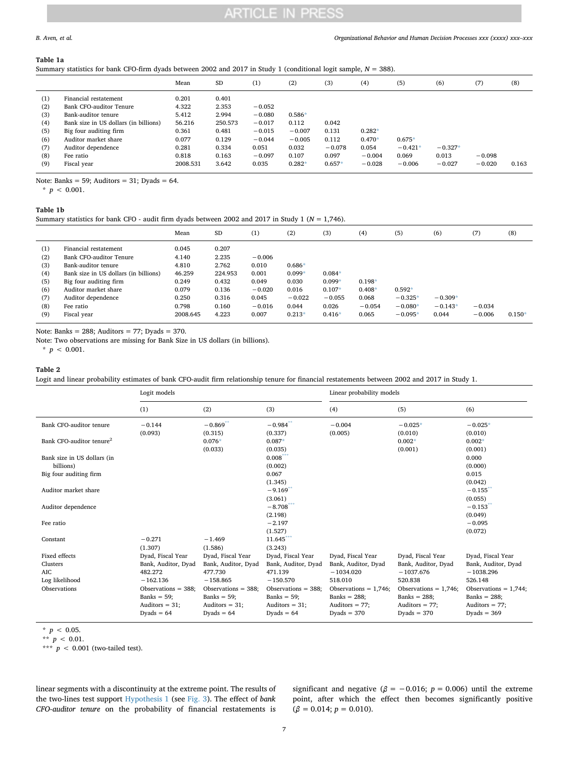**Table 1a**
Summary statistics for bank CFO-firm dyads between 2002 and 2017 in Study 1 (conditional logit sample, $N = 388$).

| | | Mean | SD | (1) | (2) | (3) | (4) | (5) | (6) | (7) | (8) |
|---|---|---|---|---|---|---|---|---|---|---|---|
| (1) | Financial restatement | 0.201 | 0.401 | | | | | | | | |
| (2) | Bank CFO-auditor Tenure | 4.322 | 2.353 | −0.052 | | | | | | | |
| (3) | Bank-auditor tenure | 5.412 | 2.994 | −0.080 | 0.586* | | | | | | |
| (4) | Bank size in US dollars (in billions) | 56.216 | 250.573 | −0.017 | 0.112 | 0.042 | | | | | |
| (5) | Big four auditing firm | 0.361 | 0.481 | −0.015 | −0.007 | 0.131 | 0.282* | | | | |
| (6) | Auditor market share | 0.077 | 0.129 | −0.044 | −0.005 | 0.112 | 0.470* | 0.675* | | | |
| (7) | Auditor dependence | 0.281 | 0.334 | 0.051 | 0.032 | −0.078 | 0.054 | −0.421* | −0.327* | | |
| (8) | Fee ratio | 0.818 | 0.163 | −0.097 | 0.107 | 0.097 | −0.004 | 0.069 | 0.013 | −0.098 | |
| (9) | Fiscal year | 2008.531 | 3.642 | 0.035 | 0.282* | 0.657* | −0.028 | −0.006 | −0.027 | −0.020 | 0.163 |

Note: Banks = 59; Auditors = 31; Dyads = 64.
* $p < 0.001$.

**Table 1b**
Summary statistics for bank CFO - audit firm dyads between 2002 and 2017 in Study 1 ($N = 1,746$).

| | | Mean | SD | (1) | (2) | (3) | (4) | (5) | (6) | (7) | (8) |
|---|---|---|---|---|---|---|---|---|---|---|---|
| (1) | Financial restatement | 0.045 | 0.207 | | | | | | | | |
| (2) | Bank CFO-auditor Tenure | 4.140 | 2.235 | −0.006 | | | | | | | |
| (3) | Bank-auditor tenure | 4.810 | 2.762 | 0.010 | 0.686* | | | | | | |
| (4) | Bank size in US dollars (in billions) | 46.259 | 224.953 | 0.001 | 0.099* | 0.084* | | | | | |
| (5) | Big four auditing firm | 0.249 | 0.432 | 0.049 | 0.030 | 0.099* | 0.198* | | | | |
| (6) | Auditor market share | 0.079 | 0.136 | −0.020 | 0.016 | 0.107* | 0.408* | 0.592* | | | |
| (7) | Auditor dependence | 0.250 | 0.316 | 0.045 | −0.022 | −0.055 | 0.068 | −0.325* | −0.309* | | |
| (8) | Fee ratio | 0.798 | 0.160 | −0.016 | 0.044 | 0.026 | −0.054 | −0.080* | −0.143* | −0.034 | |
| (9) | Fiscal year | 2008.645 | 4.223 | 0.007 | 0.213* | 0.416* | 0.065 | −0.095* | 0.044 | −0.006 | 0.150* |

Note: Banks = 288; Auditors = 77; Dyads = 370.
Note: Two observations are missing for Bank Size in US dollars (in billions).
* $p < 0.001$.

**Table 2**
Logit and linear probability estimates of bank CFO-audit firm relationship tenure for financial restatements between 2002 and 2017 in Study 1.

| | Logit models | | | Linear probability models | | |
|---|---|---|---|---|---|---|
| | (1) | (2) | (3) | (4) | (5) | (6) |
| Bank CFO-auditor tenure | −0.144 (0.093) | −0.869** (0.315) | −0.984** (0.337) | −0.004 (0.005) | −0.025* (0.010) | −0.025* (0.010) |
| Bank CFO-auditor tenure$^2$ | | 0.076* (0.033) | 0.087* (0.035) | | 0.002* (0.001) | 0.002* (0.001) |
| Bank size in US dollars (in billions) | | | 0.008*** (0.002) | | | 0.000 (0.000) |
| Big four auditing firm | | | 0.067 (1.345) | | | 0.015 (0.042) |
| Auditor market share | | | −9.169** (3.061) | | | −0.155** (0.055) |
| Auditor dependence | | | −8.708*** (2.198) | | | −0.153** (0.049) |
| Fee ratio | | | −2.197 (1.527) | | | −0.095 (0.072) |
| Constant | −0.271 (1.307) | −1.469 (1.586) | 11.645*** (3.243) | | | |
| Fixed effects | Dyad, Fiscal Year | Dyad, Fiscal Year | Dyad, Fiscal Year | Dyad, Fiscal Year | Dyad, Fiscal Year | Dyad, Fiscal Year |
| Clusters | Bank, Auditor, Dyad | Bank, Auditor, Dyad | Bank, Auditor, Dyad | Bank, Auditor, Dyad | Bank, Auditor, Dyad | Bank, Auditor, Dyad |
| AIC | 482.272 | 477.730 | 471.139 | −1034.020 | −1037.676 | −1038.296 |
| Log likelihood | −162.136 | −158.865 | −150.570 | 518.010 | 520.838 | 526.148 |
| Observations | Observations = 388; Banks = 59; Auditors = 31; Dyads = 64 | Observations = 388; Banks = 59; Auditors = 31; Dyads = 64 | Observations = 388; Banks = 59; Auditors = 31; Dyads = 64 | Observations = 1,746; Banks = 288; Auditors = 77; Dyads = 370 | Observations = 1,746; Banks = 288; Auditors = 77; Dyads = 370 | Observations = 1,744; Banks = 288; Auditors = 77; Dyads = 369 |

* $p < 0.05$.
** $p < 0.01$.
*** $p < 0.001$ (two-tailed test).

linear segments with a discontinuity at the extreme point. The results of the two-lines test support Hypothesis 1 (see Fig. 3). The effect of *bank CFO-auditor tenure* on the probability of financial restatements is significant and negative ($\beta = -0.016$; $p = 0.006$) until the extreme point, after which the effect then becomes significantly positive ($\beta = 0.014$; $p = 0.010$).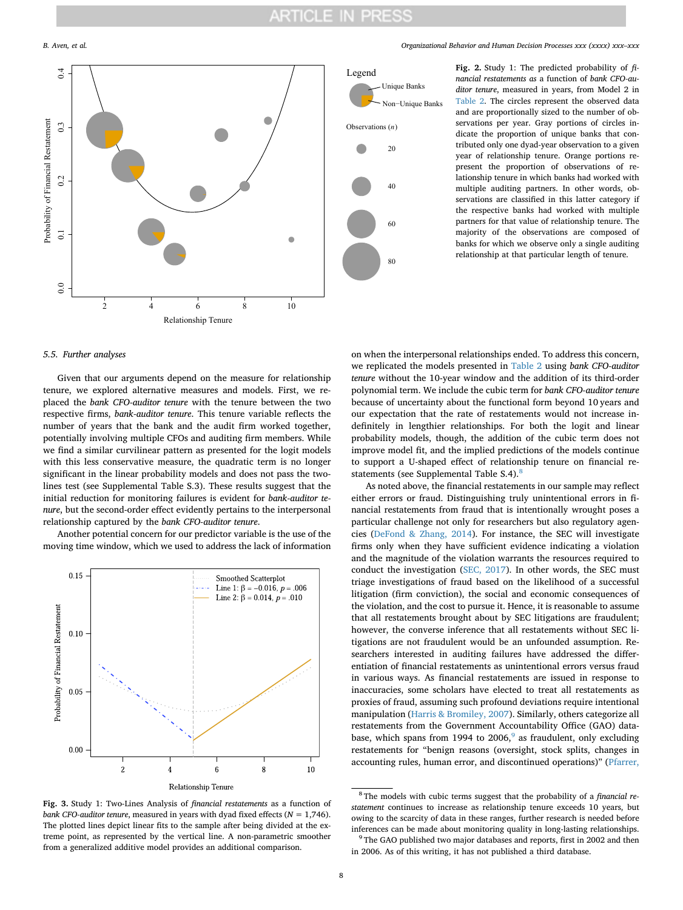**Fig. 2.** Study 1: The predicted probability of *financial restatements* as a function of *bank CFO-auditor tenure*, measured in years, from Model 2 in Table 2. The circles represent the observed data and are proportionally sized to the number of observations per year. Gray portions of circles indicate the proportion of unique banks that contributed only one dyad-year observation to a given year of relationship tenure. Orange portions represent the proportion of observations of relationship tenure in which banks had worked with multiple auditing partners. In other words, observations are classified in this latter category if the respective banks had worked with multiple partners for that value of relationship tenure. The majority of the observations are composed of banks for which we observe only a single auditing relationship at that particular length of tenure.

### 5.5. Further analyses

Given that our arguments depend on the measure for relationship tenure, we explored alternative measures and models. First, we replaced the *bank CFO-auditor tenure* with the tenure between the two respective firms, *bank-auditor tenure*. This tenure variable reflects the number of years that the bank and the audit firm worked together, potentially involving multiple CFOs and auditing firm members. While we find a similar curvilinear pattern as presented for the logit models with this less conservative measure, the quadratic term is no longer significant in the linear probability models and does not pass the two-lines test (see Supplemental Table S.3). These results suggest that the initial reduction for monitoring failures is evident for *bank-auditor tenure*, but the second-order effect evidently pertains to the interpersonal relationship captured by the *bank CFO-auditor tenure*.

Another potential concern for our predictor variable is the use of the moving time window, which we used to address the lack of information on when the interpersonal relationships ended. To address this concern, we replicated the models presented in Table 2 using *bank CFO-auditor tenure* without the 10-year window and the addition of its third-order polynomial term. We include the cubic term for *bank CFO-auditor tenure* because of uncertainty about the functional form beyond 10 years and our expectation that the rate of restatements would not increase indefinitely in lengthier relationships. For both the logit and linear probability models, though, the addition of the cubic term does not improve model fit, and the implied predictions of the models continue to support a U-shaped effect of relationship tenure on financial restatements (see Supplemental Table S.4).[8]

**Fig. 3.** Study 1: Two-Lines Analysis of *financial restatements* as a function of *bank CFO-auditor tenure*, measured in years with dyad fixed effects ($N = 1{,}746$). The plotted lines depict linear fits to the sample after being divided at the extreme point, as represented by the vertical line. A non-parametric smoother from a generalized additive model provides an additional comparison.

As noted above, the financial restatements in our sample may reflect either errors or fraud. Distinguishing truly unintentional errors in financial restatements from fraud that is intentionally wrought poses a particular challenge not only for researchers but also regulatory agencies (DeFond & Zhang, 2014). For instance, the SEC will investigate firms only when they have sufficient evidence indicating a violation and the magnitude of the violation warrants the resources required to conduct the investigation (SEC, 2017). In other words, the SEC must triage investigations of fraud based on the likelihood of a successful litigation (firm conviction), the social and economic consequences of the violation, and the cost to pursue it. Hence, it is reasonable to assume that all restatements brought about by SEC litigations are fraudulent; however, the converse inference that all restatements without SEC litigations are not fraudulent would be an unfounded assumption. Researchers interested in auditing failures have addressed the differentiation of financial restatements as unintentional errors versus fraud in various ways. As financial restatements are issued in response to inaccuracies, some scholars have elected to treat all restatements as proxies of fraud, assuming such profound deviations require intentional manipulation (Harris & Bromiley, 2007). Similarly, others categorize all restatements from the Government Accountability Office (GAO) database, which spans from 1994 to 2006,[9] as fraudulent, only excluding restatements for "benign reasons (oversight, stock splits, changes in accounting rules, human error, and discontinued operations)" (Pfarrer,

---

[8] The models with cubic terms suggest that the probability of a *financial restatement* continues to increase as relationship tenure exceeds 10 years, but owing to the scarcity of data in these ranges, further research is needed before inferences can be made about monitoring quality in long-lasting relationships.

[9] The GAO published two major databases and reports, first in 2002 and then in 2006. As of this writing, it has not published a third database.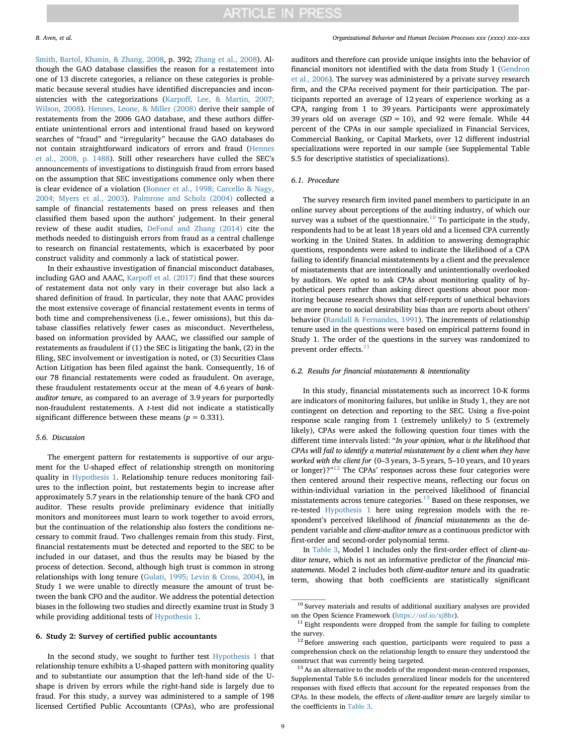Smith, Bartol, Khanin, & Zhang, 2008, p. 392; Zhang et al., 2008). Although the GAO database classifies the reason for a restatement into one of 13 discrete categories, a reliance on these categories is problematic because several studies have identified discrepancies and inconsistencies with the categorizations (Karpoff, Lee, & Martin, 2007; Wilson, 2008). Hennes, Leone, & Miller (2008) derive their sample of restatements from the 2006 GAO database, and these authors differentiate unintentional errors and intentional fraud based on keyword searches of "fraud" and "irregularity" because the GAO databases do not contain straightforward indicators of errors and fraud (Hennes et al., 2008, p. 1488). Still other researchers have culled the SEC's announcements of investigations to distinguish fraud from errors based on the assumption that SEC investigations commence only when there is clear evidence of a violation (Bonner et al., 1998; Carcello & Nagy, 2004; Myers et al., 2003). Palmrose and Scholz (2004) collected a sample of financial restatements based on press releases and then classified them based upon the authors' judgement. In their general review of these audit studies, DeFond and Zhang (2014) cite the methods needed to distinguish errors from fraud as a central challenge to research on financial restatements, which is exacerbated by poor construct validity and commonly a lack of statistical power.

In their exhaustive investigation of financial misconduct databases, including GAO and AAAC, Karpoff et al. (2017) find that these sources of restatement data not only vary in their coverage but also lack a shared definition of fraud. In particular, they note that AAAC provides the most extensive coverage of financial restatement events in terms of both time and comprehensiveness (i.e., fewer omissions), but this database classifies relatively fewer cases as misconduct. Nevertheless, based on information provided by AAAC, we classified our sample of restatements as fraudulent if (1) the SEC is litigating the bank, (2) in the filing, SEC involvement or investigation is noted, or (3) Securities Class Action Litigation has been filed against the bank. Consequently, 16 of our 78 financial restatements were coded as fraudulent. On average, these fraudulent restatements occur at the mean of 4.6 years of *bank-auditor tenure*, as compared to an average of 3.9 years for purportedly non-fraudulent restatements. A *t*-test did not indicate a statistically significant difference between these means ($p = 0.331$).

### 5.6. Discussion

The emergent pattern for restatements is supportive of our argument for the U-shaped effect of relationship strength on monitoring quality in Hypothesis 1. Relationship tenure reduces monitoring failures to the inflection point, but restatements begin to increase after approximately 5.7 years in the relationship tenure of the bank CFO and auditor. These results provide preliminary evidence that initially monitors and monitorees must learn to work together to avoid errors, but the continuation of the relationship also fosters the conditions necessary to commit fraud. Two challenges remain from this study. First, financial restatements must be detected and reported to the SEC to be included in our dataset, and thus the results may be biased by the process of detection. Second, although high trust is common in strong relationships with long tenure (Gulati, 1995; Levin & Cross, 2004), in Study 1 we were unable to directly measure the amount of trust between the bank CFO and the auditor. We address the potential detection biases in the following two studies and directly examine trust in Study 3 while providing additional tests of Hypothesis 1.

## 6. Study 2: Survey of certified public accountants

In the second study, we sought to further test Hypothesis 1 that relationship tenure exhibits a U-shaped pattern with monitoring quality and to substantiate our assumption that the left-hand side of the U-shape is driven by errors while the right-hand side is largely due to fraud. For this study, a survey was administered to a sample of 198 licensed Certified Public Accountants (CPAs), who are professional auditors and therefore can provide unique insights into the behavior of financial monitors not identified with the data from Study 1 (Gendron et al., 2006). The survey was administered by a private survey research firm, and the CPAs received payment for their participation. The participants reported an average of 12 years of experience working as a CPA, ranging from 1 to 39 years. Participants were approximately 39 years old on average ($SD = 10$), and 92 were female. While 44 percent of the CPAs in our sample specialized in Financial Services, Commercial Banking, or Capital Markets, over 12 different industrial specializations were reported in our sample (see Supplemental Table S.5 for descriptive statistics of specializations).

### 6.1. Procedure

The survey research firm invited panel members to participate in an online survey about perceptions of the auditing industry, of which our survey was a subset of the questionnaire.[10] To participate in the study, respondents had to be at least 18 years old and a licensed CPA currently working in the United States. In addition to answering demographic questions, respondents were asked to indicate the likelihood of a CPA failing to identify financial misstatements by a client and the prevalence of misstatements that are intentionally and unintentionally overlooked by auditors. We opted to ask CPAs about monitoring quality of hypothetical peers rather than asking direct questions about poor monitoring because research shows that self-reports of unethical behaviors are more prone to social desirability bias than are reports about others' behavior (Randall & Fernandes, 1991). The increments of relationship tenure used in the questions were based on empirical patterns found in Study 1. The order of the questions in the survey was randomized to prevent order effects.[11]

### 6.2. Results for financial misstatements & intentionality

In this study, financial misstatements such as incorrect 10-K forms are indicators of monitoring failures, but unlike in Study 1, they are not contingent on detection and reporting to the SEC. Using a five-point response scale ranging from 1 (extremely unlikely) to 5 (extremely likely), CPAs were asked the following question four times with the different time intervals listed: "*In your opinion, what is the likelihood that CPAs will fail to identify a material misstatement by a client when they have worked with the client for* {0–3 years, 3–5 years, 5–10 years, and 10 years or longer}?"[12] The CPAs' responses across these four categories were then centered around their respective means, reflecting our focus on within-individual variation in the perceived likelihood of financial misstatements across tenure categories.[13] Based on these responses, we re-tested Hypothesis 1 here using regression models with the respondent's perceived likelihood of *financial misstatements* as the dependent variable and *client-auditor tenure* as a continuous predictor with first-order and second-order polynomial terms.

In Table 3, Model 1 includes only the first-order effect of *client-auditor tenure*, which is not an informative predictor of the *financial misstatements*. Model 2 includes both *client-auditor tenure* and its quadratic term, showing that both coefficients are statistically significant

---

[10] Survey materials and results of additional auxiliary analyses are provided on the Open Science Framework (https://osf.io/xj8hr).

[11] Eight respondents were dropped from the sample for failing to complete the survey.

[12] Before answering each question, participants were required to pass a comprehension check on the relationship length to ensure they understood the construct that was currently being targeted.

[13] As an alternative to the models of the respondent-mean-centered responses, Supplemental Table S.6 includes generalized linear models for the uncentered responses with fixed effects that account for the repeated responses from the CPAs. In these models, the effects of *client-auditor tenure* are largely similar to the coefficients in Table 3.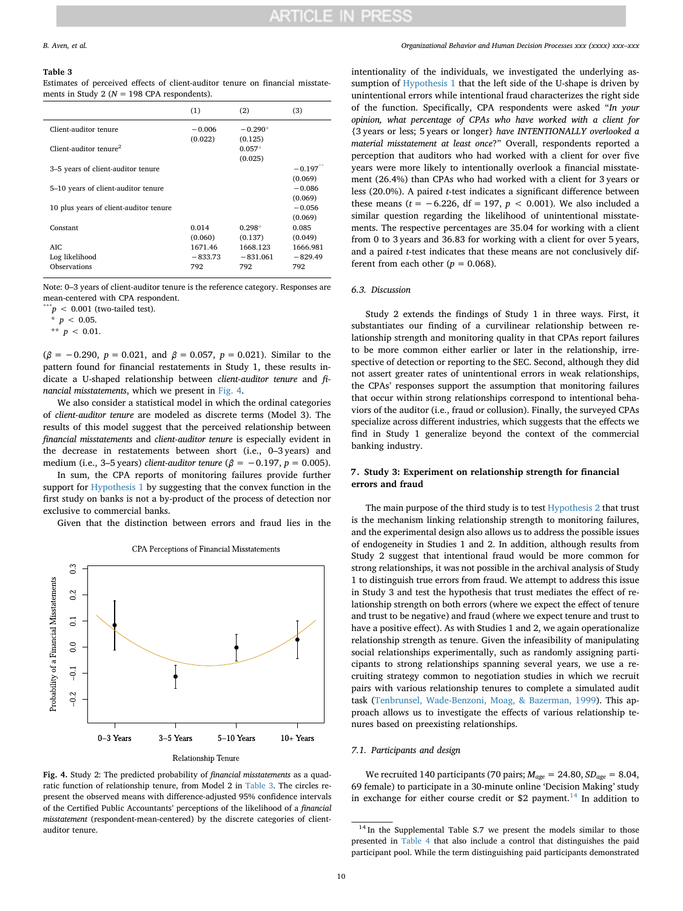**Table 3**

Estimates of perceived effects of client-auditor tenure on financial misstatements in Study 2 ($N = 198$ CPA respondents).

| | (1) | (2) | (3) |
|---|---|---|---|
| Client-auditor tenure | −0.006 | −0.290* | |
| | (0.022) | (0.125) | |
| Client-auditor tenure$^2$ | | 0.057* | |
| | | (0.025) | |
| 3–5 years of client-auditor tenure | | | −0.197** |
| | | | (0.069) |
| 5–10 years of client-auditor tenure | | | −0.086 |
| | | | (0.069) |
| 10 plus years of client-auditor tenure | | | −0.056 |
| | | | (0.069) |
| Constant | 0.014 | 0.298* | 0.085 |
| | (0.060) | (0.137) | (0.049) |
| AIC | 1671.46 | 1668.123 | 1666.981 |
| Log likelihood | −833.73 | −831.061 | −829.49 |
| Observations | 792 | 792 | 792 |

Note: 0–3 years of client-auditor tenure is the reference category. Responses are mean-centered with CPA respondent.

*** $p < 0.001$ (two-tailed test).

* $p < 0.05$.

** $p < 0.01$.

($\beta = -0.290$, $p = 0.021$, and $\beta = 0.057$, $p = 0.021$). Similar to the pattern found for financial restatements in Study 1, these results indicate a U-shaped relationship between *client-auditor tenure* and *financial misstatements*, which we present in Fig. 4.

We also consider a statistical model in which the ordinal categories of *client-auditor tenure* are modeled as discrete terms (Model 3). The results of this model suggest that the perceived relationship between *financial misstatements* and *client-auditor tenure* is especially evident in the decrease in restatements between short (i.e., 0–3 years) and medium (i.e., 3–5 years) *client-auditor tenure* ($\beta = -0.197$, $p = 0.005$).

In sum, the CPA reports of monitoring failures provide further support for Hypothesis 1 by suggesting that the convex function in the first study on banks is not a by-product of the process of detection nor exclusive to commercial banks.

Given that the distinction between errors and fraud lies in the

CPA Perceptions of Financial Misstatements

Fig. 4. Study 2: The predicted probability of *financial misstatements* as a quadratic function of relationship tenure, from Model 2 in Table 3. The circles represent the observed means with difference-adjusted 95% confidence intervals of the Certified Public Accountants' perceptions of the likelihood of a *financial misstatement* (respondent-mean-centered) by the discrete categories of client-auditor tenure.

intentionality of the individuals, we investigated the underlying assumption of Hypothesis 1 that the left side of the U-shape is driven by unintentional errors while intentional fraud characterizes the right side of the function. Specifically, CPA respondents were asked "*In your opinion, what percentage of CPAs who have worked with a client for* {3 years or less; 5 years or longer} *have INTENTIONALLY overlooked a material misstatement at least once*?" Overall, respondents reported a perception that auditors who had worked with a client for over five years were more likely to intentionally overlook a financial misstatement (26.4%) than CPAs who had worked with a client for 3 years or less (20.0%). A paired *t*-test indicates a significant difference between these means ($t = -6.226$, df = 197, $p < 0.001$). We also included a similar question regarding the likelihood of unintentional misstatements. The respective percentages are 35.04 for working with a client from 0 to 3 years and 36.83 for working with a client for over 5 years, and a paired *t*-test indicates that these means are not conclusively different from each other ($p = 0.068$).

### 6.3. Discussion

Study 2 extends the findings of Study 1 in three ways. First, it substantiates our finding of a curvilinear relationship between relationship strength and monitoring quality in that CPAs report failures to be more common either earlier or later in the relationship, irrespective of detection or reporting to the SEC. Second, although they did not assert greater rates of unintentional errors in weak relationships, the CPAs' responses support the assumption that monitoring failures that occur within strong relationships correspond to intentional behaviors of the auditor (i.e., fraud or collusion). Finally, the surveyed CPAs specialize across different industries, which suggests that the effects we find in Study 1 generalize beyond the context of the commercial banking industry.

## 7. Study 3: Experiment on relationship strength for financial errors and fraud

The main purpose of the third study is to test Hypothesis 2 that trust is the mechanism linking relationship strength to monitoring failures, and the experimental design also allows us to address the possible issues of endogeneity in Studies 1 and 2. In addition, although results from Study 2 suggest that intentional fraud would be more common for strong relationships, it was not possible in the archival analysis of Study 1 to distinguish true errors from fraud. We attempt to address this issue in Study 3 and test the hypothesis that trust mediates the effect of relationship strength on both errors (where we expect the effect of tenure and trust to be negative) and fraud (where we expect tenure and trust to have a positive effect). As with Studies 1 and 2, we again operationalize relationship strength as tenure. Given the infeasibility of manipulating social relationships experimentally, such as randomly assigning participants to strong relationships spanning several years, we use a recruiting strategy common to negotiation studies in which we recruit pairs with various relationship tenures to complete a simulated audit task (Tenbrunsel, Wade-Benzoni, Moag, & Bazerman, 1999). This approach allows us to investigate the effects of various relationship tenures based on preexisting relationships.

### 7.1. Participants and design

We recruited 140 participants (70 pairs; $M_{age} = 24.80$, $SD_{age} = 8.04$, 69 female) to participate in a 30-minute online 'Decision Making' study in exchange for either course credit or $2 payment.[14] In addition to

[14] In the Supplemental Table S.7 we present the models similar to those presented in Table 4 that also include a control that distinguishes the paid participant pool. While the term distinguishing paid participants demonstrated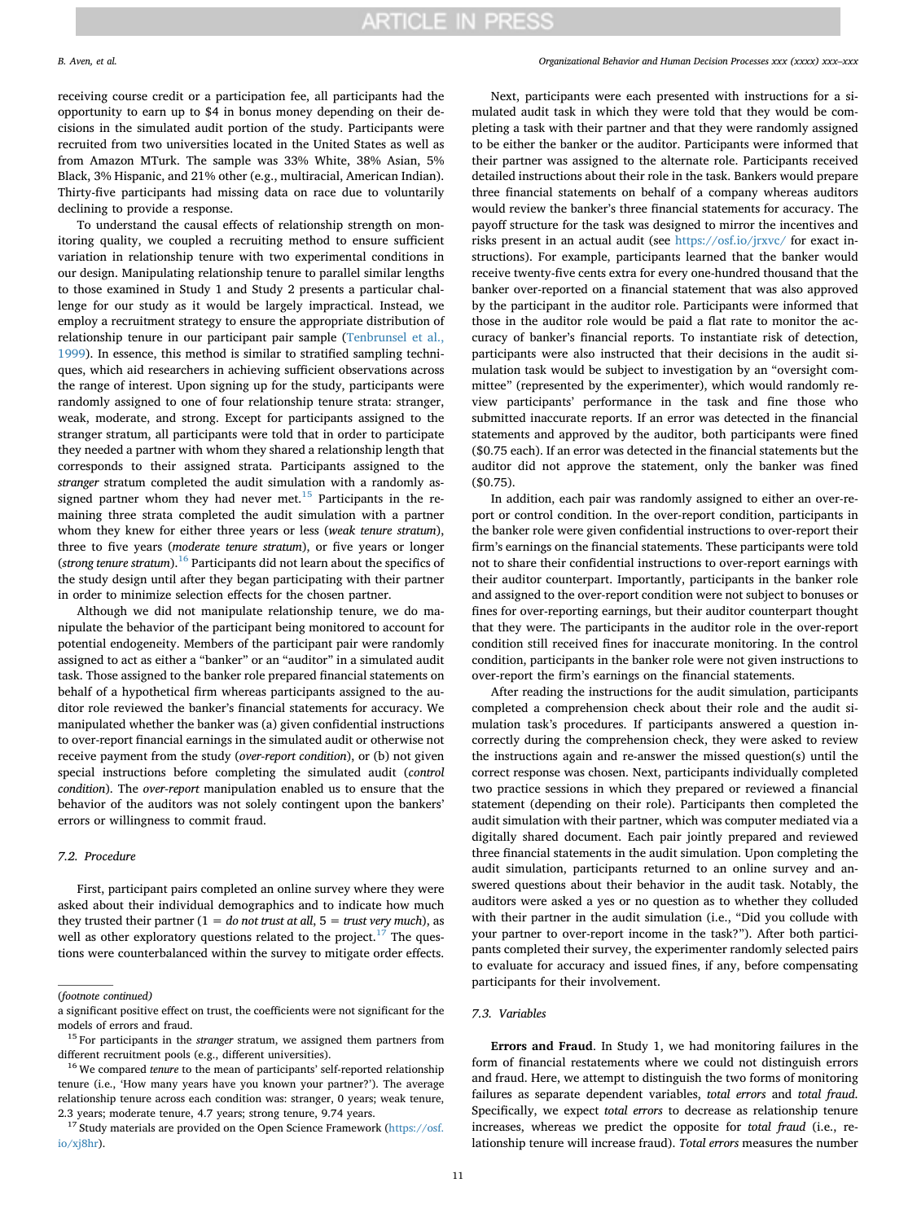receiving course credit or a participation fee, all participants had the opportunity to earn up to $4 in bonus money depending on their decisions in the simulated audit portion of the study. Participants were recruited from two universities located in the United States as well as from Amazon MTurk. The sample was 33% White, 38% Asian, 5% Black, 3% Hispanic, and 21% other (e.g., multiracial, American Indian). Thirty-five participants had missing data on race due to voluntarily declining to provide a response.

To understand the causal effects of relationship strength on monitoring quality, we coupled a recruiting method to ensure sufficient variation in relationship tenure with two experimental conditions in our design. Manipulating relationship tenure to parallel similar lengths to those examined in Study 1 and Study 2 presents a particular challenge for our study as it would be largely impractical. Instead, we employ a recruitment strategy to ensure the appropriate distribution of relationship tenure in our participant pair sample (Tenbrunsel et al., 1999). In essence, this method is similar to stratified sampling techniques, which aid researchers in achieving sufficient observations across the range of interest. Upon signing up for the study, participants were randomly assigned to one of four relationship tenure strata: stranger, weak, moderate, and strong. Except for participants assigned to the stranger stratum, all participants were told that in order to participate they needed a partner with whom they shared a relationship length that corresponds to their assigned strata. Participants assigned to the *stranger* stratum completed the audit simulation with a randomly assigned partner whom they had never met.[15] Participants in the remaining three strata completed the audit simulation with a partner whom they knew for either three years or less (*weak tenure stratum*), three to five years (*moderate tenure stratum*), or five years or longer (*strong tenure stratum*).[16] Participants did not learn about the specifics of the study design until after they began participating with their partner in order to minimize selection effects for the chosen partner.

Although we did not manipulate relationship tenure, we do manipulate the behavior of the participant being monitored to account for potential endogeneity. Members of the participant pair were randomly assigned to act as either a "banker" or an "auditor" in a simulated audit task. Those assigned to the banker role prepared financial statements on behalf of a hypothetical firm whereas participants assigned to the auditor role reviewed the banker's financial statements for accuracy. We manipulated whether the banker was (a) given confidential instructions to over-report financial earnings in the simulated audit or otherwise not receive payment from the study (*over-report condition*), or (b) not given special instructions before completing the simulated audit (*control condition*). The *over-report* manipulation enabled us to ensure that the behavior of the auditors was not solely contingent upon the bankers' errors or willingness to commit fraud.

### 7.2. Procedure

First, participant pairs completed an online survey where they were asked about their individual demographics and to indicate how much they trusted their partner (1 = *do not trust at all*, 5 = *trust very much*), as well as other exploratory questions related to the project.[17] The questions were counterbalanced within the survey to mitigate order effects.

Next, participants were each presented with instructions for a simulated audit task in which they were told that they would be completing a task with their partner and that they were randomly assigned to be either the banker or the auditor. Participants were informed that their partner was assigned to the alternate role. Participants received detailed instructions about their role in the task. Bankers would prepare three financial statements on behalf of a company whereas auditors would review the banker's three financial statements for accuracy. The payoff structure for the task was designed to mirror the incentives and risks present in an actual audit (see https://osf.io/jrxvc/ for exact instructions). For example, participants learned that the banker would receive twenty-five cents extra for every one-hundred thousand that the banker over-reported on a financial statement that was also approved by the participant in the auditor role. Participants were informed that those in the auditor role would be paid a flat rate to monitor the accuracy of banker's financial reports. To instantiate risk of detection, participants were also instructed that their decisions in the audit simulation task would be subject to investigation by an "oversight committee" (represented by the experimenter), which would randomly review participants' performance in the task and fine those who submitted inaccurate reports. If an error was detected in the financial statements and approved by the auditor, both participants were fined ($0.75 each). If an error was detected in the financial statements but the auditor did not approve the statement, only the banker was fined ($0.75).

In addition, each pair was randomly assigned to either an over-report or control condition. In the over-report condition, participants in the banker role were given confidential instructions to over-report their firm's earnings on the financial statements. These participants were told not to share their confidential instructions to over-report earnings with their auditor counterpart. Importantly, participants in the banker role and assigned to the over-report condition were not subject to bonuses or fines for over-reporting earnings, but their auditor counterpart thought that they were. The participants in the auditor role in the over-report condition still received fines for inaccurate monitoring. In the control condition, participants in the banker role were not given instructions to over-report the firm's earnings on the financial statements.

After reading the instructions for the audit simulation, participants completed a comprehension check about their role and the audit simulation task's procedures. If participants answered a question incorrectly during the comprehension check, they were asked to review the instructions again and re-answer the missed question(s) until the correct response was chosen. Next, participants individually completed two practice sessions in which they prepared or reviewed a financial statement (depending on their role). Participants then completed the audit simulation with their partner, which was computer mediated via a digitally shared document. Each pair jointly prepared and reviewed three financial statements in the audit simulation. Upon completing the audit simulation, participants returned to an online survey and answered questions about their behavior in the audit task. Notably, the auditors were asked a yes or no question as to whether they colluded with their partner in the audit simulation (i.e., "Did you collude with your partner to over-report income in the task?"). After both participants completed their survey, the experimenter randomly selected pairs to evaluate for accuracy and issued fines, if any, before compensating participants for their involvement.

### 7.3. Variables

**Errors and Fraud**. In Study 1, we had monitoring failures in the form of financial restatements where we could not distinguish errors and fraud. Here, we attempt to distinguish the two forms of monitoring failures as separate dependent variables, *total errors* and *total fraud*. Specifically, we expect *total errors* to decrease as relationship tenure increases, whereas we predict the opposite for *total fraud* (i.e., relationship tenure will increase fraud). *Total errors* measures the number

---

(*footnote continued*)
a significant positive effect on trust, the coefficients were not significant for the models of errors and fraud.

[15] For participants in the *stranger* stratum, we assigned them partners from different recruitment pools (e.g., different universities).

[16] We compared *tenure* to the mean of participants' self-reported relationship tenure (i.e., 'How many years have you known your partner?'). The average relationship tenure across each condition was: stranger, 0 years; weak tenure, 2.3 years; moderate tenure, 4.7 years; strong tenure, 9.74 years.

[17] Study materials are provided on the Open Science Framework (https://osf.io/xj8hr).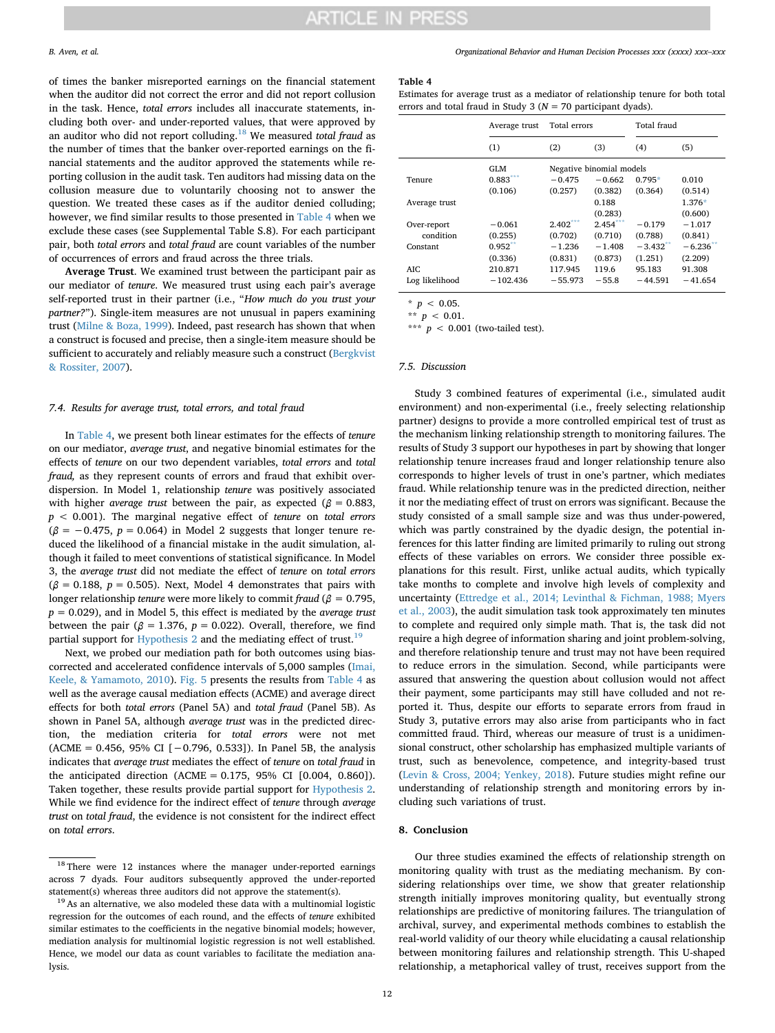of times the banker misreported earnings on the financial statement when the auditor did not correct the error and did not report collusion in the task. Hence, *total errors* includes all inaccurate statements, including both over- and under-reported values, that were approved by an auditor who did not report colluding.[18] We measured *total fraud* as the number of times that the banker over-reported earnings on the financial statements and the auditor approved the statements while reporting collusion in the audit task. Ten auditors had missing data on the collusion measure due to voluntarily choosing not to answer the question. We treated these cases as if the auditor denied colluding; however, we find similar results to those presented in Table 4 when we exclude these cases (see Supplemental Table S.8). For each participant pair, both *total errors* and *total fraud* are count variables of the number of occurrences of errors and fraud across the three trials.

**Average Trust**. We examined trust between the participant pair as our mediator of *tenure*. We measured trust using each pair's average self-reported trust in their partner (i.e., "*How much do you trust your partner?*"). Single-item measures are not unusual in papers examining trust (Milne & Boza, 1999). Indeed, past research has shown that when a construct is focused and precise, then a single-item measure should be sufficient to accurately and reliably measure such a construct (Bergkvist & Rossiter, 2007).

### 7.4. Results for average trust, total errors, and total fraud

In Table 4, we present both linear estimates for the effects of *tenure* on our mediator, *average trust*, and negative binomial estimates for the effects of *tenure* on our two dependent variables, *total errors* and *total fraud,* as they represent counts of errors and fraud that exhibit overdispersion. In Model 1, relationship *tenure* was positively associated with higher *average trust* between the pair, as expected ($\beta = 0.883$, $p < 0.001$). The marginal negative effect of *tenure* on *total errors* ($\beta = -0.475$, $p = 0.064$) in Model 2 suggests that longer tenure reduced the likelihood of a financial mistake in the audit simulation, although it failed to meet conventions of statistical significance. In Model 3, the *average trust* did not mediate the effect of *tenure* on *total errors* ($\beta = 0.188$, $p = 0.505$). Next, Model 4 demonstrates that pairs with longer relationship *tenure* were more likely to commit *fraud* ($\beta = 0.795$, $p = 0.029$), and in Model 5, this effect is mediated by the *average trust* between the pair ($\beta = 1.376$, $p = 0.022$). Overall, therefore, we find partial support for Hypothesis 2 and the mediating effect of trust.[19]

Next, we probed our mediation path for both outcomes using bias-corrected and accelerated confidence intervals of 5,000 samples (Imai, Keele, & Yamamoto, 2010). Fig. 5 presents the results from Table 4 as well as the average causal mediation effects (ACME) and average direct effects for both *total errors* (Panel 5A) and *total fraud* (Panel 5B). As shown in Panel 5A, although *average trust* was in the predicted direction, the mediation criteria for *total errors* were not met (ACME = 0.456, 95% CI [−0.796, 0.533]). In Panel 5B, the analysis indicates that *average trust* mediates the effect of *tenure* on *total fraud* in the anticipated direction (ACME = 0.175, 95% CI [0.004, 0.860]). Taken together, these results provide partial support for Hypothesis 2. While we find evidence for the indirect effect of *tenure* through *average trust* on *total fraud*, the evidence is not consistent for the indirect effect on *total errors*.

[18] There were 12 instances where the manager under-reported earnings across 7 dyads. Four auditors subsequently approved the under-reported statement(s) whereas three auditors did not approve the statement(s).

[19] As an alternative, we also modeled these data with a multinomial logistic regression for the outcomes of each round, and the effects of *tenure* exhibited similar estimates to the coefficients in the negative binomial models; however, mediation analysis for multinomial logistic regression is not well established. Hence, we model our data as count variables to facilitate the mediation analysis.

**Table 4**
Estimates for average trust as a mediator of relationship tenure for both total errors and total fraud in Study 3 (N = 70 participant dyads).

| | Average trust | Total errors | | Total fraud | |
|---|---|---|---|---|---|
| | (1) | (2) | (3) | (4) | (5) |
| | GLM | Negative binomial models | | | |
| Tenure | 0.883*** | −0.475 | −0.662 | 0.795* | 0.010 |
| | (0.106) | (0.257) | (0.382) | (0.364) | (0.514) |
| Average trust | | | 0.188 | | 1.376* |
| | | | (0.283) | | (0.600) |
| Over-report condition | −0.061 | 2.402*** | 2.454*** | −0.179 | −1.017 |
| | (0.255) | (0.702) | (0.710) | (0.788) | (0.841) |
| Constant | 0.952** | −1.236 | −1.408 | −3.432** | −6.236** |
| | (0.336) | (0.831) | (0.873) | (1.251) | (2.209) |
| AIC | 210.871 | 117.945 | 119.6 | 95.183 | 91.308 |
| Log likelihood | −102.436 | −55.973 | −55.8 | −44.591 | −41.654 |

\* $p < 0.05$.
\** $p < 0.01$.
\*** $p < 0.001$ (two-tailed test).

### 7.5. Discussion

Study 3 combined features of experimental (i.e., simulated audit environment) and non-experimental (i.e., freely selecting relationship partner) designs to provide a more controlled empirical test of trust as the mechanism linking relationship strength to monitoring failures. The results of Study 3 support our hypotheses in part by showing that longer relationship tenure increases fraud and longer relationship tenure also corresponds to higher levels of trust in one's partner, which mediates fraud. While relationship tenure was in the predicted direction, neither it nor the mediating effect of trust on errors was significant. Because the study consisted of a small sample size and was thus under-powered, which was partly constrained by the dyadic design, the potential inferences for this latter finding are limited primarily to ruling out strong effects of these variables on errors. We consider three possible explanations for this result. First, unlike actual audits, which typically take months to complete and involve high levels of complexity and uncertainty (Ettredge et al., 2014; Levinthal & Fichman, 1988; Myers et al., 2003), the audit simulation task took approximately ten minutes to complete and required only simple math. That is, the task did not require a high degree of information sharing and joint problem-solving, and therefore relationship tenure and trust may not have been required to reduce errors in the simulation. Second, while participants were assured that answering the question about collusion would not affect their payment, some participants may still have colluded and not reported it. Thus, despite our efforts to separate errors from fraud in Study 3, putative errors may also arise from participants who in fact committed fraud. Third, whereas our measure of trust is a unidimensional construct, other scholarship has emphasized multiple variants of trust, such as benevolence, competence, and integrity-based trust (Levin & Cross, 2004; Yenkey, 2018). Future studies might refine our understanding of relationship strength and monitoring errors by including such variations of trust.

## 8. Conclusion

Our three studies examined the effects of relationship strength on monitoring quality with trust as the mediating mechanism. By considering relationships over time, we show that greater relationship strength initially improves monitoring quality, but eventually strong relationships are predictive of monitoring failures. The triangulation of archival, survey, and experimental methods combines to establish the real-world validity of our theory while elucidating a causal relationship between monitoring failures and relationship strength. This U-shaped relationship, a metaphorical valley of trust, receives support from the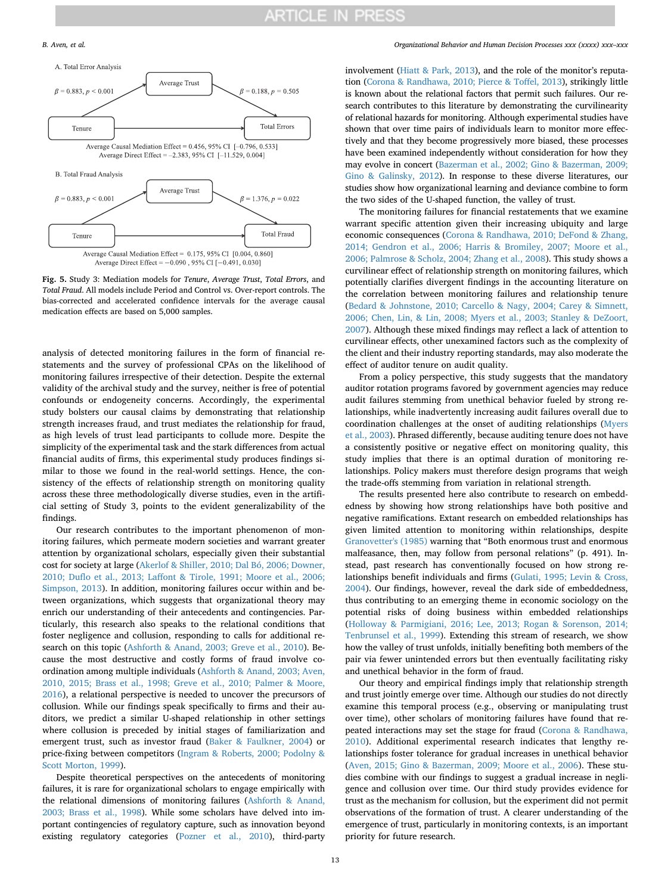A. Total Error Analysis

Average Trust

$\beta = 0.883, p < 0.001$ (Tenure → Average Trust)

$\beta = 0.188, p = 0.505$ (Average Trust → Total Errors)

Tenure → Total Errors

Average Causal Mediation Effect = 0.456, 95% CI [−0.796, 0.533]
Average Direct Effect = −2.383, 95% CI [−11.529, 0.004]

B. Total Fraud Analysis

Average Trust

$\beta = 0.883, p < 0.001$ (Tenure → Average Trust)

$\beta = 1.376, p = 0.022$ (Average Trust → Total Fraud)

Tenure → Total Fraud

Average Causal Mediation Effect = 0.175, 95% CI [0.004, 0.860]
Average Direct Effect = −0.090 , 95% CI [−0.491, 0.030]

**Fig. 5.** Study 3: Mediation models for *Tenure*, *Average Trust*, *Total Errors*, and *Total Fraud*. All models include Period and Control vs. Over-report controls. The bias-corrected and accelerated confidence intervals for the average causal medication effects are based on 5,000 samples.

analysis of detected monitoring failures in the form of financial restatements and the survey of professional CPAs on the likelihood of monitoring failures irrespective of their detection. Despite the external validity of the archival study and the survey, neither is free of potential confounds or endogeneity concerns. Accordingly, the experimental study bolsters our causal claims by demonstrating that relationship strength increases fraud, and trust mediates the relationship for fraud, as high levels of trust lead participants to collude more. Despite the simplicity of the experimental task and the stark differences from actual financial audits of firms, this experimental study produces findings similar to those we found in the real-world settings. Hence, the consistency of the effects of relationship strength on monitoring quality across these three methodologically diverse studies, even in the artificial setting of Study 3, points to the evident generalizability of the findings.

Our research contributes to the important phenomenon of monitoring failures, which permeate modern societies and warrant greater attention by organizational scholars, especially given their substantial cost for society at large (Akerlof & Shiller, 2010; Dal Bó, 2006; Downer, 2010; Duflo et al., 2013; Laffont & Tirole, 1991; Moore et al., 2006; Simpson, 2013). In addition, monitoring failures occur within and between organizations, which suggests that organizational theory may enrich our understanding of their antecedents and contingencies. Particularly, this research also speaks to the relational conditions that foster negligence and collusion, responding to calls for additional research on this topic (Ashforth & Anand, 2003; Greve et al., 2010). Because the most destructive and costly forms of fraud involve coordination among multiple individuals (Ashforth & Anand, 2003; Aven, 2010, 2015; Brass et al., 1998; Greve et al., 2010; Palmer & Moore, 2016), a relational perspective is needed to uncover the precursors of collusion. While our findings speak specifically to firms and their auditors, we predict a similar U-shaped relationship in other settings where collusion is preceded by initial stages of familiarization and emergent trust, such as investor fraud (Baker & Faulkner, 2004) or price-fixing between competitors (Ingram & Roberts, 2000; Podolny & Scott Morton, 1999).

Despite theoretical perspectives on the antecedents of monitoring failures, it is rare for organizational scholars to engage empirically with the relational dimensions of monitoring failures (Ashforth & Anand, 2003; Brass et al., 1998). While some scholars have delved into important contingencies of regulatory capture, such as innovation beyond existing regulatory categories (Pozner et al., 2010), third-party involvement (Hiatt & Park, 2013), and the role of the monitor's reputation (Corona & Randhawa, 2010; Pierce & Toffel, 2013), strikingly little is known about the relational factors that permit such failures. Our research contributes to this literature by demonstrating the curvilinearity of relational hazards for monitoring. Although experimental studies have shown that over time pairs of individuals learn to monitor more effectively and that they become progressively more biased, these processes have been examined independently without consideration for how they may evolve in concert (Bazerman et al., 2002; Gino & Bazerman, 2009; Gino & Galinsky, 2012). In response to these diverse literatures, our studies show how organizational learning and deviance combine to form the two sides of the U-shaped function, the valley of trust.

The monitoring failures for financial restatements that we examine warrant specific attention given their increasing ubiquity and large economic consequences (Corona & Randhawa, 2010; DeFond & Zhang, 2014; Gendron et al., 2006; Harris & Bromiley, 2007; Moore et al., 2006; Palmrose & Scholz, 2004; Zhang et al., 2008). This study shows a curvilinear effect of relationship strength on monitoring failures, which potentially clarifies divergent findings in the accounting literature on the correlation between monitoring failures and relationship tenure (Bedard & Johnstone, 2010; Carcello & Nagy, 2004; Carey & Simnett, 2006; Chen, Lin, & Lin, 2008; Myers et al., 2003; Stanley & DeZoort, 2007). Although these mixed findings may reflect a lack of attention to curvilinear effects, other unexamined factors such as the complexity of the client and their industry reporting standards, may also moderate the effect of auditor tenure on audit quality.

From a policy perspective, this study suggests that the mandatory auditor rotation programs favored by government agencies may reduce audit failures stemming from unethical behavior fueled by strong relationships, while inadvertently increasing audit failures overall due to coordination challenges at the onset of auditing relationships (Myers et al., 2003). Phrased differently, because auditing tenure does not have a consistently positive or negative effect on monitoring quality, this study implies that there is an optimal duration of monitoring relationships. Policy makers must therefore design programs that weigh the trade-offs stemming from variation in relational strength.

The results presented here also contribute to research on embeddedness by showing how strong relationships have both positive and negative ramifications. Extant research on embedded relationships has given limited attention to monitoring within relationships, despite Granovetter's (1985) warning that "Both enormous trust and enormous malfeasance, then, may follow from personal relations" (p. 491). Instead, past research has conventionally focused on how strong relationships benefit individuals and firms (Gulati, 1995; Levin & Cross, 2004). Our findings, however, reveal the dark side of embeddedness, thus contributing to an emerging theme in economic sociology on the potential risks of doing business within embedded relationships (Holloway & Parmigiani, 2016; Lee, 2013; Rogan & Sorenson, 2014; Tenbrunsel et al., 1999). Extending this stream of research, we show how the valley of trust unfolds, initially benefiting both members of the pair via fewer unintended errors but then eventually facilitating risky and unethical behavior in the form of fraud.

Our theory and empirical findings imply that relationship strength and trust jointly emerge over time. Although our studies do not directly examine this temporal process (e.g., observing or manipulating trust over time), other scholars of monitoring failures have found that repeated interactions may set the stage for fraud (Corona & Randhawa, 2010). Additional experimental research indicates that lengthy relationships foster tolerance for gradual increases in unethical behavior (Aven, 2015; Gino & Bazerman, 2009; Moore et al., 2006). These studies combine with our findings to suggest a gradual increase in negligence and collusion over time. Our third study provides evidence for trust as the mechanism for collusion, but the experiment did not permit observations of the formation of trust. A clearer understanding of the emergence of trust, particularly in monitoring contexts, is an important priority for future research.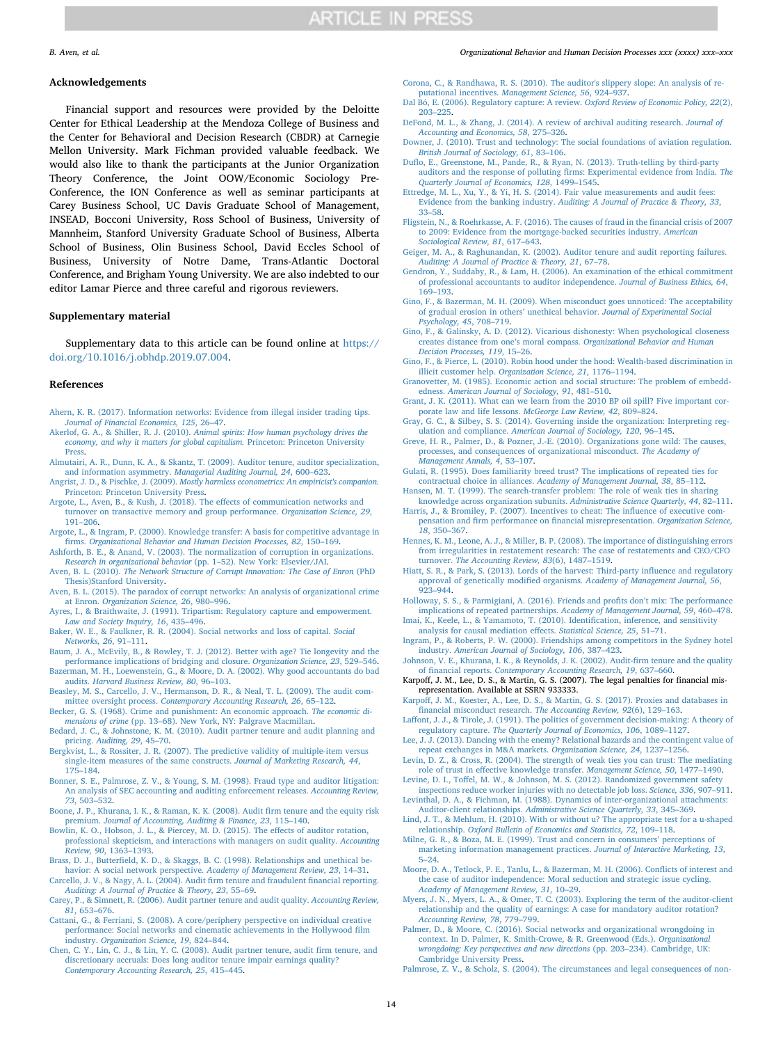## Acknowledgements

Financial support and resources were provided by the Deloitte Center for Ethical Leadership at the Mendoza College of Business and the Center for Behavioral and Decision Research (CBDR) at Carnegie Mellon University. Mark Fichman provided valuable feedback. We would also like to thank the participants at the Junior Organization Theory Conference, the Joint OOW/Economic Sociology Pre-Conference, the ION Conference as well as seminar participants at Carey Business School, UC Davis Graduate School of Management, INSEAD, Bocconi University, Ross School of Business, University of Mannheim, Stanford University Graduate School of Business, Alberta School of Business, Olin Business School, David Eccles School of Business, University of Notre Dame, Trans-Atlantic Doctoral Conference, and Brigham Young University. We are also indebted to our editor Lamar Pierce and three careful and rigorous reviewers.

## Supplementary material

Supplementary data to this article can be found online at https://doi.org/10.1016/j.obhdp.2019.07.004.

## References

Ahern, K. R. (2017). Information networks: Evidence from illegal insider trading tips. *Journal of Financial Economics, 125*, 26–47.

Akerlof, G. A., & Shiller, R. J. (2010). *Animal spirits: How human psychology drives the economy, and why it matters for global capitalism.* Princeton: Princeton University Press.

Almutairi, A. R., Dunn, K. A., & Skantz, T. (2009). Auditor tenure, auditor specialization, and information asymmetry. *Managerial Auditing Journal, 24*, 600–623.

Angrist, J. D., & Pischke, J. (2009). *Mostly harmless econometrics: An empiricist's companion.* Princeton: Princeton University Press.

Argote, L., Aven, B., & Kush, J. (2018). The effects of communication networks and turnover on transactive memory and group performance. *Organization Science, 29*, 191–206.

Argote, L., & Ingram, P. (2000). Knowledge transfer: A basis for competitive advantage in firms. *Organizational Behavior and Human Decision Processes, 82*, 150–169.

Ashforth, B. E., & Anand, V. (2003). The normalization of corruption in organizations. *Research in organizational behavior* (pp. 1–52). New York: Elsevier/JAI.

Aven, B. L. (2010). *The Network Structure of Corrupt Innovation: The Case of Enron* (PhD Thesis)Stanford University.

Aven, B. L. (2015). The paradox of corrupt networks: An analysis of organizational crime at Enron. *Organization Science, 26*, 980–996.

Ayres, I., & Braithwaite, J. (1991). Tripartism: Regulatory capture and empowerment. *Law and Society Inquiry, 16*, 435–496.

Baker, W. E., & Faulkner, R. R. (2004). Social networks and loss of capital. *Social Networks, 26*, 91–111.

Baum, J. A., McEvily, B., & Rowley, T. J. (2012). Better with age? Tie longevity and the performance implications of bridging and closure. *Organization Science, 23*, 529–546.

Bazerman, M. H., Loewenstein, G., & Moore, D. A. (2002). Why good accountants do bad audits. *Harvard Business Review, 80*, 96–103.

Beasley, M. S., Carcello, J. V., Hermanson, D. R., & Neal, T. L. (2009). The audit committee oversight process. *Contemporary Accounting Research, 26*, 65–122.

Becker, G. S. (1968). Crime and punishment: An economic approach. *The economic dimensions of crime* (pp. 13–68). New York, NY: Palgrave Macmillan.

Bedard, J. C., & Johnstone, K. M. (2010). Audit partner tenure and audit planning and pricing. *Auditing, 29*, 45–70.

Bergkvist, L., & Rossiter, J. R. (2007). The predictive validity of multiple-item versus single-item measures of the same constructs. *Journal of Marketing Research, 44*, 175–184.

Bonner, S. E., Palmrose, Z. V., & Young, S. M. (1998). Fraud type and auditor litigation: An analysis of SEC accounting and auditing enforcement releases. *Accounting Review, 73*, 503–532.

Boone, J. P., Khurana, I. K., & Raman, K. K. (2008). Audit firm tenure and the equity risk premium. *Journal of Accounting, Auditing & Finance, 23*, 115–140.

Bowlin, K. O., Hobson, J. L., & Piercey, M. D. (2015). The effects of auditor rotation, professional skepticism, and interactions with managers on audit quality. *Accounting Review, 90*, 1363–1393.

Brass, D. J., Butterfield, K. D., & Skaggs, B. C. (1998). Relationships and unethical behavior: A social network perspective. *Academy of Management Review, 23*, 14–31.

Carcello, J. V., & Nagy, A. L. (2004). Audit firm tenure and fraudulent financial reporting. *Auditing: A Journal of Practice & Theory, 23*, 55–69.

Carey, P., & Simnett, R. (2006). Audit partner tenure and audit quality. *Accounting Review, 81*, 653–676.

Cattani, G., & Ferriani, S. (2008). A core/periphery perspective on individual creative performance: Social networks and cinematic achievements in the Hollywood film industry. *Organization Science, 19*, 824–844.

Chen, C. Y., Lin, C. J., & Lin, Y. C. (2008). Audit partner tenure, audit firm tenure, and discretionary accruals: Does long auditor tenure impair earnings quality? *Contemporary Accounting Research, 25*, 415–445.

Corona, C., & Randhawa, R. S. (2010). The auditor's slippery slope: An analysis of reputational incentives. *Management Science, 56*, 924–937.

Dal Bó, E. (2006). Regulatory capture: A review. *Oxford Review of Economic Policy, 22*(2), 203–225.

DeFond, M. L., & Zhang, J. (2014). A review of archival auditing research. *Journal of Accounting and Economics, 58*, 275–326.

Downer, J. (2010). Trust and technology: The social foundations of aviation regulation. *British Journal of Sociology, 61*, 83–106.

Duflo, E., Greenstone, M., Pande, R., & Ryan, N. (2013). Truth-telling by third-party auditors and the response of polluting firms: Experimental evidence from India. *The Quarterly Journal of Economics, 128*, 1499–1545.

Ettredge, M. L., Xu, Y., & Yi, H. S. (2014). Fair value measurements and audit fees: Evidence from the banking industry. *Auditing: A Journal of Practice & Theory, 33*, 33–58.

Fligstein, N., & Roehrkasse, A. F. (2016). The causes of fraud in the financial crisis of 2007 to 2009: Evidence from the mortgage-backed securities industry. *American Sociological Review, 81*, 617–643.

Geiger, M. A., & Raghunandan, K. (2002). Auditor tenure and audit reporting failures. *Auditing: A Journal of Practice & Theory, 21*, 67–78.

Gendron, Y., Suddaby, R., & Lam, H. (2006). An examination of the ethical commitment of professional accountants to auditor independence. *Journal of Business Ethics, 64*, 169–193.

Gino, F., & Bazerman, M. H. (2009). When misconduct goes unnoticed: The acceptability of gradual erosion in others' unethical behavior. *Journal of Experimental Social Psychology, 45*, 708–719.

Gino, F., & Galinsky, A. D. (2012). Vicarious dishonesty: When psychological closeness creates distance from one's moral compass. *Organizational Behavior and Human Decision Processes, 119*, 15–26.

Gino, F., & Pierce, L. (2010). Robin hood under the hood: Wealth-based discrimination in illicit customer help. *Organization Science, 21*, 1176–1194.

Granovetter, M. (1985). Economic action and social structure: The problem of embeddedness. *American Journal of Sociology, 91*, 481–510.

Grant, J. K. (2011). What can we learn from the 2010 BP oil spill? Five important corporate law and life lessons. *McGeorge Law Review, 42*, 809–824.

Gray, G. C., & Silbey, S. S. (2014). Governing inside the organization: Interpreting regulation and compliance. *American Journal of Sociology, 120*, 96–145.

Greve, H. R., Palmer, D., & Pozner, J.-E. (2010). Organizations gone wild: The causes, processes, and consequences of organizational misconduct. *The Academy of Management Annals, 4*, 53–107.

Gulati, R. (1995). Does familiarity breed trust? The implications of repeated ties for contractual choice in alliances. *Academy of Management Journal, 38*, 85–112.

Hansen, M. T. (1999). The search-transfer problem: The role of weak ties in sharing knowledge across organization subunits. *Administrative Science Quarterly, 44*, 82–111.

Harris, J., & Bromiley, P. (2007). Incentives to cheat: The influence of executive compensation and firm performance on financial misrepresentation. *Organization Science, 18*, 350–367.

Hennes, K. M., Leone, A. J., & Miller, B. P. (2008). The importance of distinguishing errors from irregularities in restatement research: The case of restatements and CEO/CFO turnover. *The Accounting Review, 83*(6), 1487–1519.

Hiatt, S. R., & Park, S. (2013). Lords of the harvest: Third-party influence and regulatory approval of genetically modified organisms. *Academy of Management Journal, 56*, 923–944.

Holloway, S. S., & Parmigiani, A. (2016). Friends and profits don't mix: The performance implications of repeated partnerships. *Academy of Management Journal, 59*, 460–478.

Imai, K., Keele, L., & Yamamoto, T. (2010). Identification, inference, and sensitivity analysis for causal mediation effects. *Statistical Science, 25*, 51–71.

Ingram, P., & Roberts, P. W. (2000). Friendships among competitors in the Sydney hotel industry. *American Journal of Sociology, 106*, 387–423.

Johnson, V. E., Khurana, I. K., & Reynolds, J. K. (2002). Audit-firm tenure and the quality of financial reports. *Contemporary Accounting Research, 19*, 637–660.

Karpoff, J. M., Lee, D. S., & Martin, G. S. (2007). The legal penalties for financial misrepresentation. Available at SSRN 933333.

Karpoff, J. M., Koester, A., Lee, D. S., & Martin, G. S. (2017). Proxies and databases in financial misconduct research. *The Accounting Review, 92*(6), 129–163.

Laffont, J. J., & Tirole, J. (1991). The politics of government decision-making: A theory of regulatory capture. *The Quarterly Journal of Economics, 106*, 1089–1127.

Lee, J. J. (2013). Dancing with the enemy? Relational hazards and the contingent value of repeat exchanges in M&A markets. *Organization Science, 24*, 1237–1256.

Levin, D. Z., & Cross, R. (2004). The strength of weak ties you can trust: The mediating role of trust in effective knowledge transfer. *Management Science, 50*, 1477–1490.

Levine, D. I., Toffel, M. W., & Johnson, M. S. (2012). Randomized government safety inspections reduce worker injuries with no detectable job loss. *Science, 336*, 907–911.

Levinthal, D. A., & Fichman, M. (1988). Dynamics of inter-organizational attachments: Auditor-client relationships. *Administrative Science Quarterly, 33*, 345–369.

Lind, J. T., & Mehlum, H. (2010). With or without u? The appropriate test for a u-shaped relationship. *Oxford Bulletin of Economics and Statistics, 72*, 109–118.

Milne, G. R., & Boza, M. E. (1999). Trust and concern in consumers' perceptions of marketing information management practices. *Journal of Interactive Marketing, 13*, 5–24.

Moore, D. A., Tetlock, P. E., Tanlu, L., & Bazerman, M. H. (2006). Conflicts of interest and the case of auditor independence: Moral seduction and strategic issue cycling. *Academy of Management Review, 31*, 10–29.

Myers, J. N., Myers, L. A., & Omer, T. C. (2003). Exploring the term of the auditor-client relationship and the quality of earnings: A case for mandatory auditor rotation? *Accounting Review, 78*, 779–799.

Palmer, D., & Moore, C. (2016). Social networks and organizational wrongdoing in context. In D. Palmer, K. Smith-Crowe, & R. Greenwood (Eds.). *Organizational wrongdoing: Key perspectives and new directions* (pp. 203–234). Cambridge, UK: Cambridge University Press.

Palmrose, Z. V., & Scholz, S. (2004). The circumstances and legal consequences of non-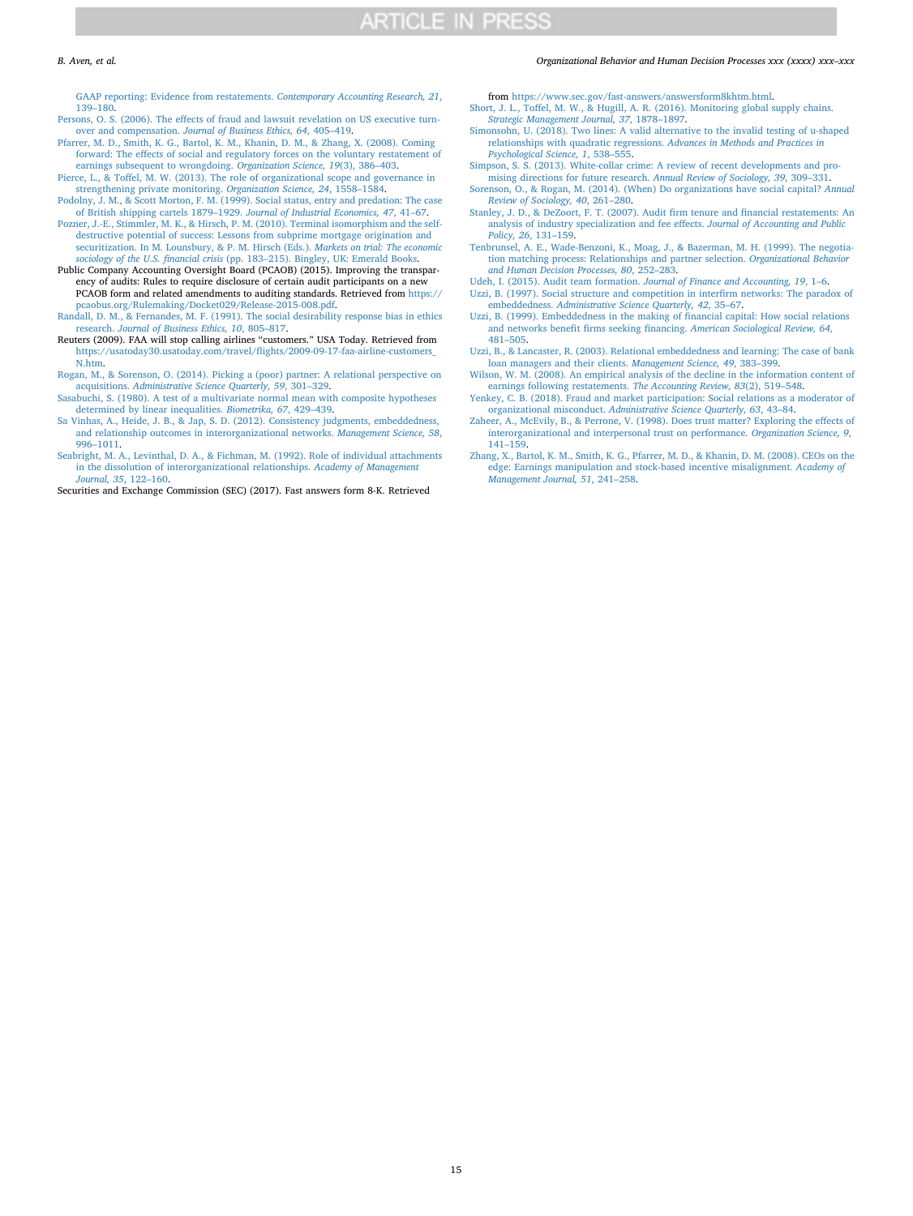GAAP reporting: Evidence from restatements. *Contemporary Accounting Research, 21*, 139–180.

Persons, O. S. (2006). The effects of fraud and lawsuit revelation on US executive turnover and compensation. *Journal of Business Ethics, 64*, 405–419.

Pfarrer, M. D., Smith, K. G., Bartol, K. M., Khanin, D. M., & Zhang, X. (2008). Coming forward: The effects of social and regulatory forces on the voluntary restatement of earnings subsequent to wrongdoing. *Organization Science, 19*(3), 386–403.

Pierce, L., & Toffel, M. W. (2013). The role of organizational scope and governance in strengthening private monitoring. *Organization Science, 24*, 1558–1584.

Podolny, J. M., & Scott Morton, F. M. (1999). Social status, entry and predation: The case of British shipping cartels 1879–1929. *Journal of Industrial Economics, 47*, 41–67.

Pozner, J.-E., Stimmler, M. K., & Hirsch, P. M. (2010). Terminal isomorphism and the self-destructive potential of success: Lessons from subprime mortgage origination and securitization. In M. Lounsbury, & P. M. Hirsch (Eds.). *Markets on trial: The economic sociology of the U.S. financial crisis* (pp. 183–215). Bingley, UK: Emerald Books.

Public Company Accounting Oversight Board (PCAOB) (2015). Improving the transparency of audits: Rules to require disclosure of certain audit participants on a new PCAOB form and related amendments to auditing standards. Retrieved from https://pcaobus.org/Rulemaking/Docket029/Release-2015-008.pdf.

Randall, D. M., & Fernandes, M. F. (1991). The social desirability response bias in ethics research. *Journal of Business Ethics, 10*, 805–817.

Reuters (2009). FAA will stop calling airlines "customers." USA Today. Retrieved from https://usatoday30.usatoday.com/travel/flights/2009-09-17-faa-airline-customers_N.htm.

Rogan, M., & Sorenson, O. (2014). Picking a (poor) partner: A relational perspective on acquisitions. *Administrative Science Quarterly, 59*, 301–329.

Sasabuchi, S. (1980). A test of a multivariate normal mean with composite hypotheses determined by linear inequalities. *Biometrika, 67*, 429–439.

Sa Vinhas, A., Heide, J. B., & Jap, S. D. (2012). Consistency judgments, embeddedness, and relationship outcomes in interorganizational networks. *Management Science, 58*, 996–1011.

Seabright, M. A., Levinthal, D. A., & Fichman, M. (1992). Role of individual attachments in the dissolution of interorganizational relationships. *Academy of Management Journal, 35*, 122–160.

Securities and Exchange Commission (SEC) (2017). Fast answers form 8-K. Retrieved from https://www.sec.gov/fast-answers/answersform8khtm.html.

Short, J. L., Toffel, M. W., & Hugill, A. R. (2016). Monitoring global supply chains. *Strategic Management Journal, 37*, 1878–1897.

Simonsohn, U. (2018). Two lines: A valid alternative to the invalid testing of u-shaped relationships with quadratic regressions. *Advances in Methods and Practices in Psychological Science, 1*, 538–555.

Simpson, S. S. (2013). White-collar crime: A review of recent developments and promising directions for future research. *Annual Review of Sociology, 39*, 309–331.

Sorenson, O., & Rogan, M. (2014). (When) Do organizations have social capital? *Annual Review of Sociology, 40*, 261–280.

Stanley, J. D., & DeZoort, F. T. (2007). Audit firm tenure and financial restatements: An analysis of industry specialization and fee effects. *Journal of Accounting and Public Policy, 26*, 131–159.

Tenbrunsel, A. E., Wade-Benzoni, K., Moag, J., & Bazerman, M. H. (1999). The negotiation matching process: Relationships and partner selection. *Organizational Behavior and Human Decision Processes, 80*, 252–283.

Udeh, I. (2015). Audit team formation. *Journal of Finance and Accounting, 19*, 1–6.

Uzzi, B. (1997). Social structure and competition in interfirm networks: The paradox of embeddedness. *Administrative Science Quarterly, 42*, 35–67.

Uzzi, B. (1999). Embeddedness in the making of financial capital: How social relations and networks benefit firms seeking financing. *American Sociological Review, 64*, 481–505.

Uzzi, B., & Lancaster, R. (2003). Relational embeddedness and learning: The case of bank loan managers and their clients. *Management Science, 49*, 383–399.

Wilson, W. M. (2008). An empirical analysis of the decline in the information content of earnings following restatements. *The Accounting Review, 83*(2), 519–548.

Yenkey, C. B. (2018). Fraud and market participation: Social relations as a moderator of organizational misconduct. *Administrative Science Quarterly, 63*, 43–84.

Zaheer, A., McEvily, B., & Perrone, V. (1998). Does trust matter? Exploring the effects of interorganizational and interpersonal trust on performance. *Organization Science, 9*, 141–159.

Zhang, X., Bartol, K. M., Smith, K. G., Pfarrer, M. D., & Khanin, D. M. (2008). CEOs on the edge: Earnings manipulation and stock-based incentive misalignment. *Academy of Management Journal, 51*, 241–258.